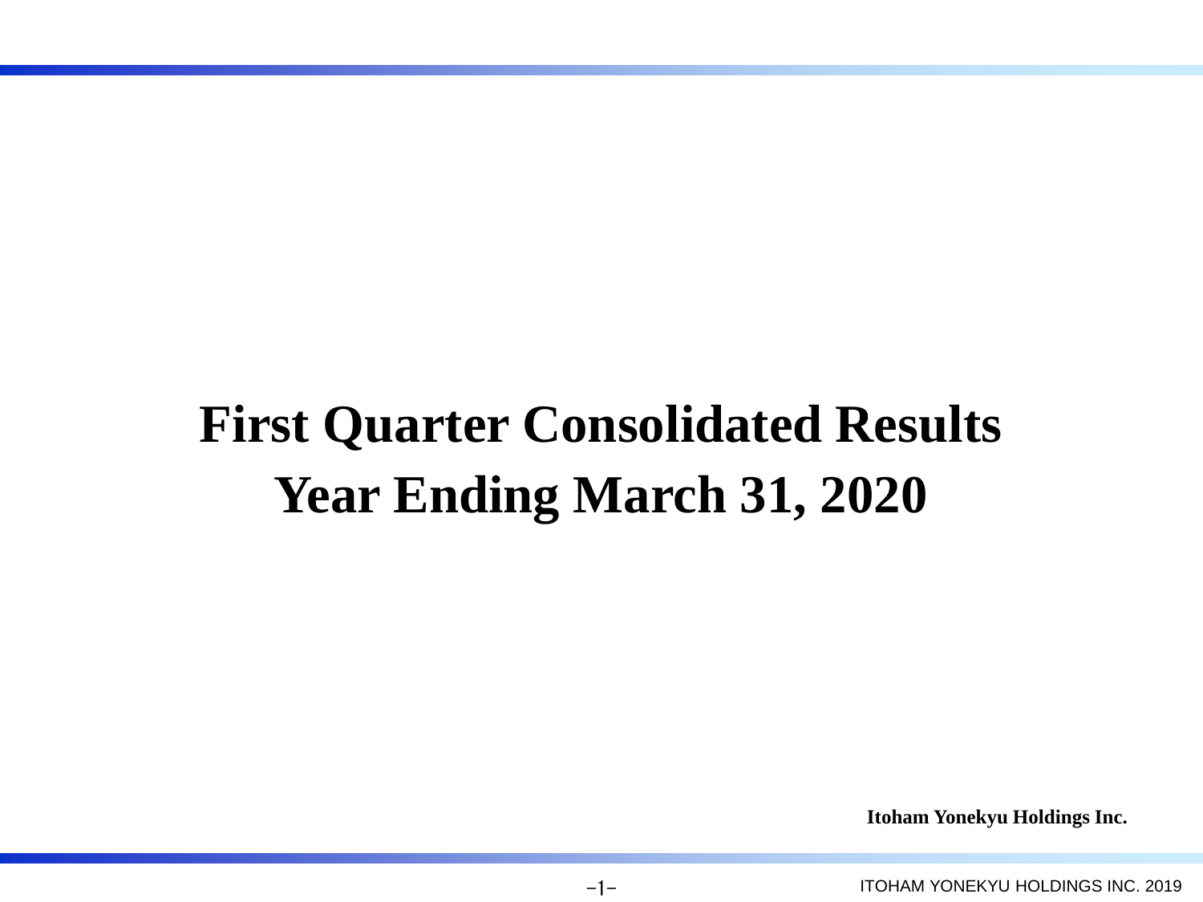# First Quarter Consolidated Results
# Year Ending March 31, 2020

**Itoham Yonekyu Holdings Inc.**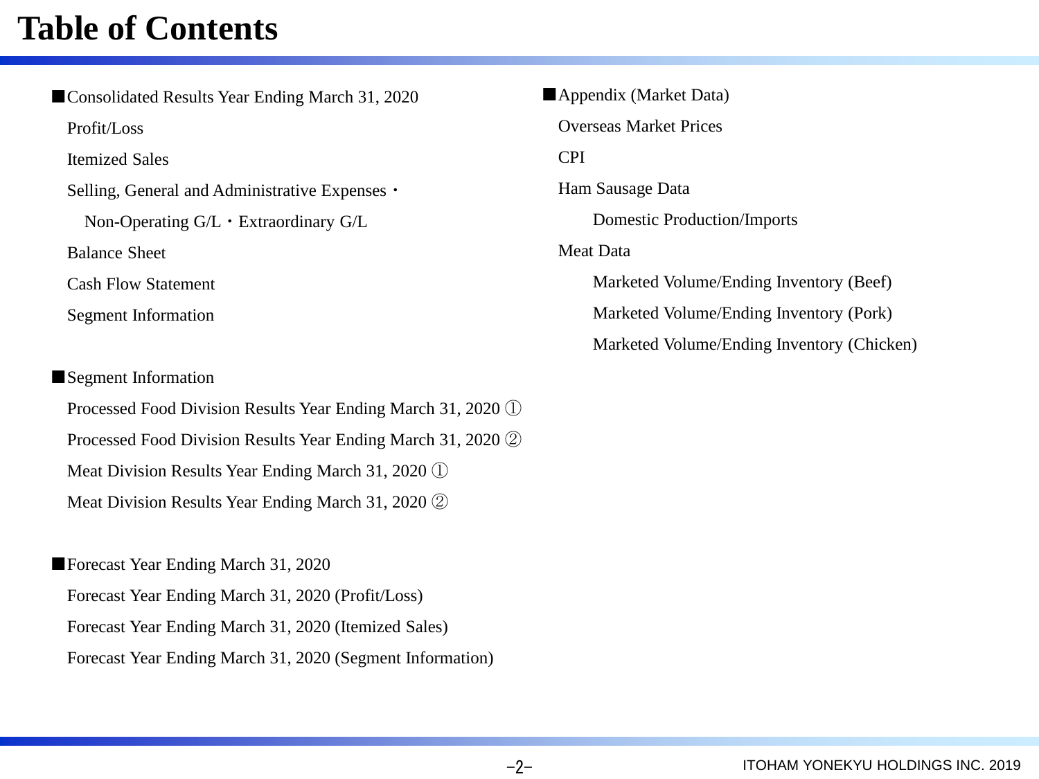# Table of Contents

■Consolidated Results Year Ending March 31, 2020

- Profit/Loss
- Itemized Sales
- Selling, General and Administrative Expenses・
  - Non-Operating G/L・Extraordinary G/L
- Balance Sheet
- Cash Flow Statement
- Segment Information

■Segment Information

- Processed Food Division Results Year Ending March 31, 2020 ①
- Processed Food Division Results Year Ending March 31, 2020 ②
- Meat Division Results Year Ending March 31, 2020 ①
- Meat Division Results Year Ending March 31, 2020 ②

■Forecast Year Ending March 31, 2020

- Forecast Year Ending March 31, 2020 (Profit/Loss)
- Forecast Year Ending March 31, 2020 (Itemized Sales)
- Forecast Year Ending March 31, 2020 (Segment Information)

■Appendix (Market Data)

- Overseas Market Prices
- CPI
- Ham Sausage Data
  - Domestic Production/Imports
- Meat Data
  - Marketed Volume/Ending Inventory (Beef)
  - Marketed Volume/Ending Inventory (Pork)
  - Marketed Volume/Ending Inventory (Chicken)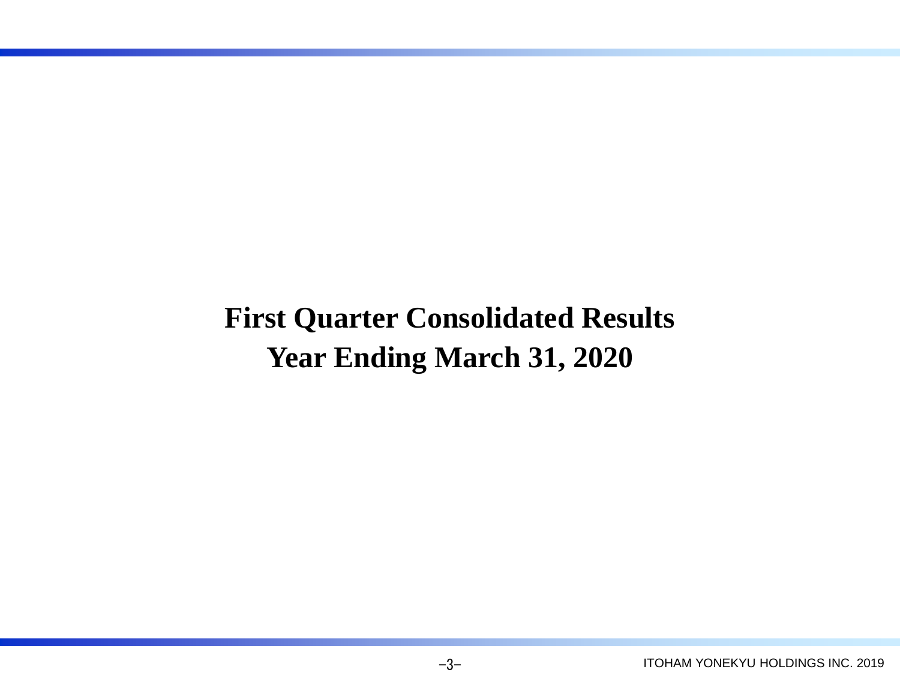# First Quarter Consolidated Results
# Year Ending March 31, 2020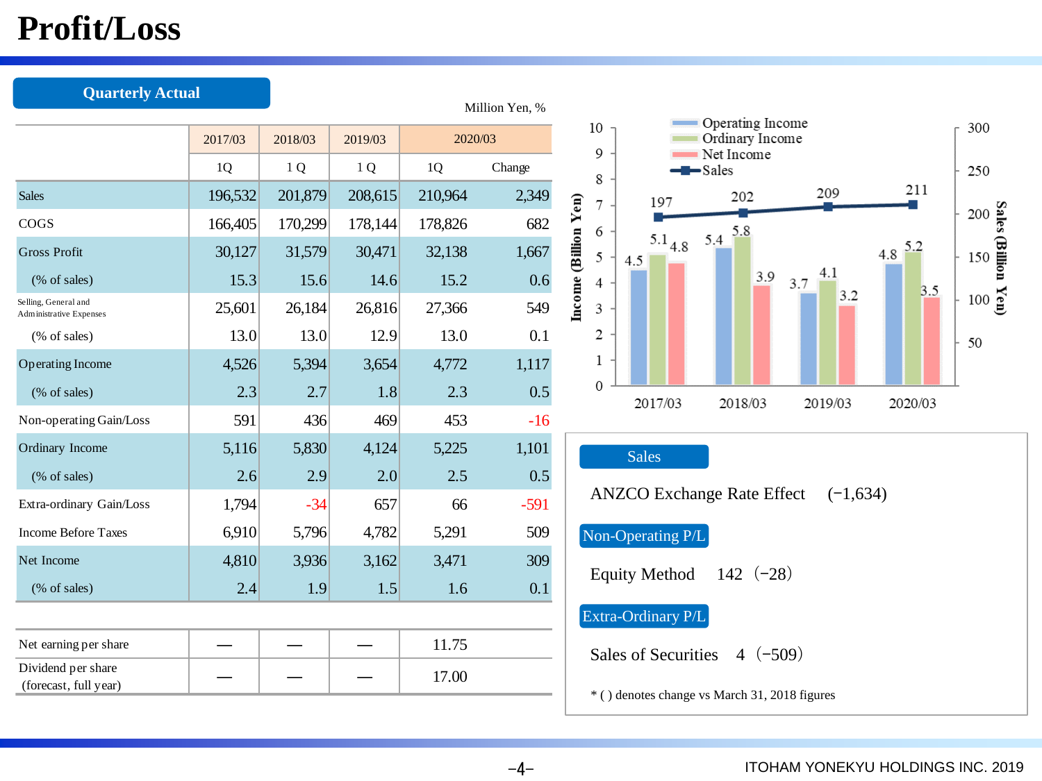# Profit/Loss

## Quarterly Actual

Million Yen, %

| | 2017/03 | 2018/03 | 2019/03 | 2020/03 | |
|---|---|---|---|---|---|
| | 1Q | 1Q | 1Q | 1Q | Change |
| Sales | 196,532 | 201,879 | 208,615 | 210,964 | 2,349 |
| COGS | 166,405 | 170,299 | 178,144 | 178,826 | 682 |
| Gross Profit | 30,127 | 31,579 | 30,471 | 32,138 | 1,667 |
| (% of sales) | 15.3 | 15.6 | 14.6 | 15.2 | 0.6 |
| Selling, General and Administrative Expenses | 25,601 | 26,184 | 26,816 | 27,366 | 549 |
| (% of sales) | 13.0 | 13.0 | 12.9 | 13.0 | 0.1 |
| Operating Income | 4,526 | 5,394 | 3,654 | 4,772 | 1,117 |
| (% of sales) | 2.3 | 2.7 | 1.8 | 2.3 | 0.5 |
| Non-operating Gain/Loss | 591 | 436 | 469 | 453 | -16 |
| Ordinary Income | 5,116 | 5,830 | 4,124 | 5,225 | 1,101 |
| (% of sales) | 2.6 | 2.9 | 2.0 | 2.5 | 0.5 |
| Extra-ordinary Gain/Loss | 1,794 | -34 | 657 | 66 | -591 |
| Income Before Taxes | 6,910 | 5,796 | 4,782 | 5,291 | 509 |
| Net Income | 4,810 | 3,936 | 3,162 | 3,471 | 309 |
| (% of sales) | 2.4 | 1.9 | 1.5 | 1.6 | 0.1 |

| | 2017/03 | 2018/03 | 2019/03 | 2020/03 |
|---|---|---|---|---|
| Net earning per share | — | — | — | 11.75 |
| Dividend per share (forecast, full year) | — | — | — | 17.00 |

| | Operating Income (Billion Yen) | Ordinary Income (Billion Yen) | Net Income (Billion Yen) | Sales (Billion Yen) |
|---|---|---|---|---|
| 2017/03 | 4.5 | 5.1 | 4.8 | 197 |
| 2018/03 | 5.4 | 5.8 | 3.9 | 202 |
| 2019/03 | 3.7 | 4.1 | 3.2 | 209 |
| 2020/03 | 4.8 | 5.2 | 3.5 | 211 |

**Sales**

ANZCO Exchange Rate Effect (−1,634)

**Non-Operating P/L**

Equity Method 142 (−28)

**Extra-Ordinary P/L**

Sales of Securities 4 (−509)

\* ( ) denotes change vs March 31, 2018 figures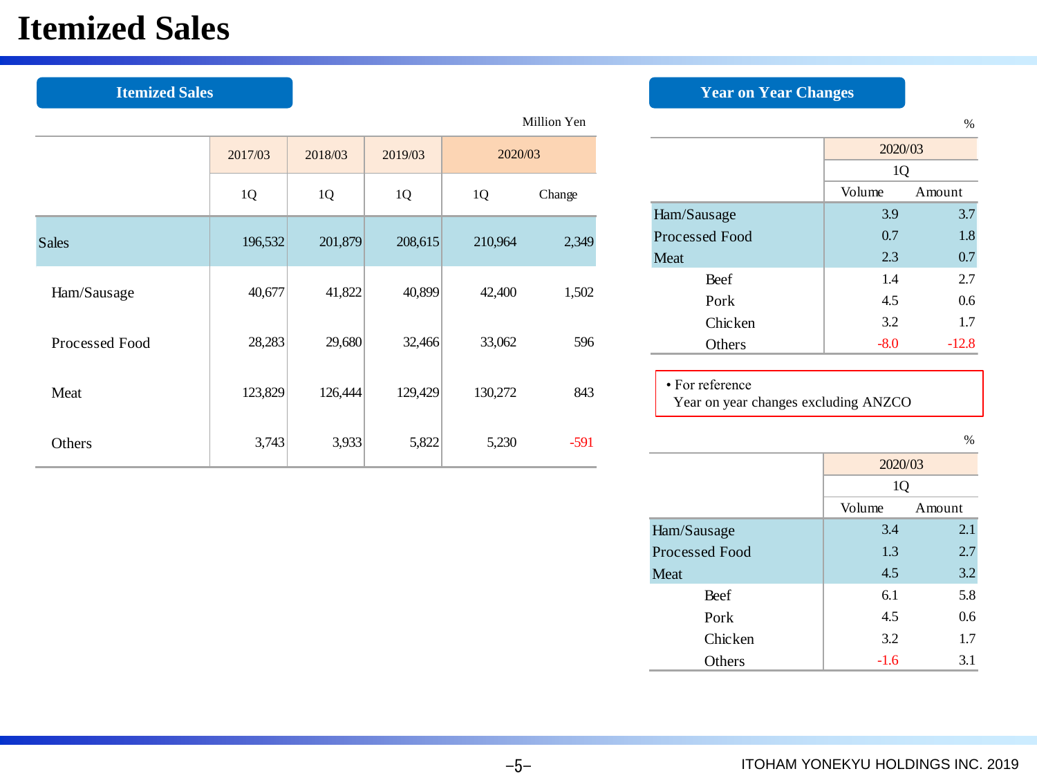# Itemized Sales

## Itemized Sales

Million Yen

| | 2017/03 | 2018/03 | 2019/03 | 2020/03 | |
|---|---|---|---|---|---|
| | 1Q | 1Q | 1Q | 1Q | Change |
| Sales | 196,532 | 201,879 | 208,615 | 210,964 | 2,349 |
| Ham/Sausage | 40,677 | 41,822 | 40,899 | 42,400 | 1,502 |
| Processed Food | 28,283 | 29,680 | 32,466 | 33,062 | 596 |
| Meat | 123,829 | 126,444 | 129,429 | 130,272 | 843 |
| Others | 3,743 | 3,933 | 5,822 | 5,230 | -591 |

## Year on Year Changes

%

| | 2020/03 | |
|---|---|---|
| | 1Q | |
| | Volume | Amount |
| Ham/Sausage | 3.9 | 3.7 |
| Processed Food | 0.7 | 1.8 |
| Meat | 2.3 | 0.7 |
| Beef | 1.4 | 2.7 |
| Pork | 4.5 | 0.6 |
| Chicken | 3.2 | 1.7 |
| Others | -8.0 | -12.8 |

- For reference
  Year on year changes excluding ANZCO

%

| | 2020/03 | |
|---|---|---|
| | 1Q | |
| | Volume | Amount |
| Ham/Sausage | 3.4 | 2.1 |
| Processed Food | 1.3 | 2.7 |
| Meat | 4.5 | 3.2 |
| Beef | 6.1 | 5.8 |
| Pork | 4.5 | 0.6 |
| Chicken | 3.2 | 1.7 |
| Others | -1.6 | 3.1 |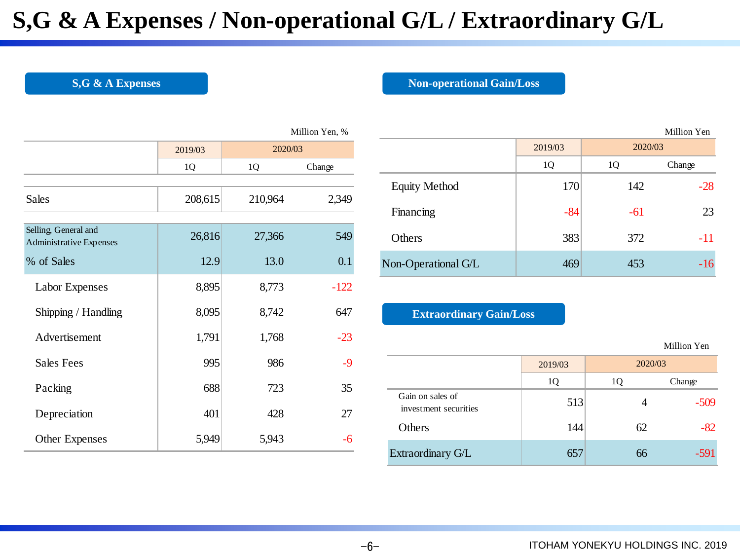# S,G & A Expenses / Non-operational G/L / Extraordinary G/L

## S,G & A Expenses

Million Yen, %

| | 2019/03 | 2020/03 | |
|---|---|---|---|
| | 1Q | 1Q | Change |
| Sales | 208,615 | 210,964 | 2,349 |
| Selling, General and Administrative Expenses | 26,816 | 27,366 | 549 |
| % of Sales | 12.9 | 13.0 | 0.1 |
| Labor Expenses | 8,895 | 8,773 | -122 |
| Shipping / Handling | 8,095 | 8,742 | 647 |
| Advertisement | 1,791 | 1,768 | -23 |
| Sales Fees | 995 | 986 | -9 |
| Packing | 688 | 723 | 35 |
| Depreciation | 401 | 428 | 27 |
| Other Expenses | 5,949 | 5,943 | -6 |

## Non-operational Gain/Loss

Million Yen

| | 2019/03 | 2020/03 | |
|---|---|---|---|
| | 1Q | 1Q | Change |
| Equity Method | 170 | 142 | -28 |
| Financing | -84 | -61 | 23 |
| Others | 383 | 372 | -11 |
| Non-Operational G/L | 469 | 453 | -16 |

## Extraordinary Gain/Loss

Million Yen

| | 2019/03 | 2020/03 | |
|---|---|---|---|
| | 1Q | 1Q | Change |
| Gain on sales of investment securities | 513 | 4 | -509 |
| Others | 144 | 62 | -82 |
| Extraordinary G/L | 657 | 66 | -591 |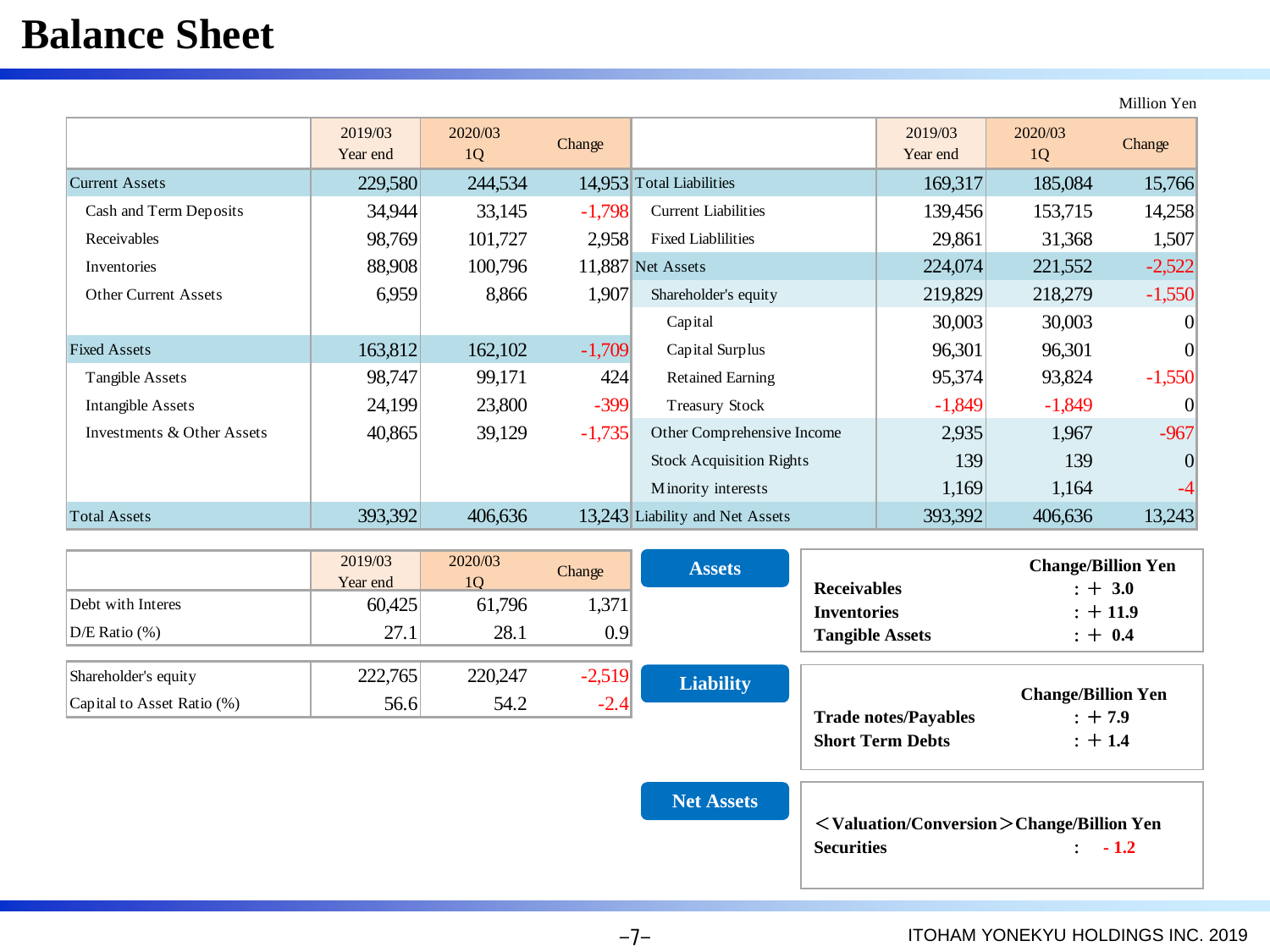# Balance Sheet

Million Yen

| | 2019/03 Year end | 2020/03 1Q | Change |
|---|---|---|---|
| Current Assets | 229,580 | 244,534 | 14,953 |
| Cash and Term Deposits | 34,944 | 33,145 | -1,798 |
| Receivables | 98,769 | 101,727 | 2,958 |
| Inventories | 88,908 | 100,796 | 11,887 |
| Other Current Assets | 6,959 | 8,866 | 1,907 |
| Fixed Assets | 163,812 | 162,102 | -1,709 |
| Tangible Assets | 98,747 | 99,171 | 424 |
| Intangible Assets | 24,199 | 23,800 | -399 |
| Investments & Other Assets | 40,865 | 39,129 | -1,735 |
| Total Assets | 393,392 | 406,636 | 13,243 |

| | 2019/03 Year end | 2020/03 1Q | Change |
|---|---|---|---|
| Total Liabilities | 169,317 | 185,084 | 15,766 |
| Current Liabilities | 139,456 | 153,715 | 14,258 |
| Fixed Liablilities | 29,861 | 31,368 | 1,507 |
| Net Assets | 224,074 | 221,552 | -2,522 |
| Shareholder's equity | 219,829 | 218,279 | -1,550 |
| Capital | 30,003 | 30,003 | 0 |
| Capital Surplus | 96,301 | 96,301 | 0 |
| Retained Earning | 95,374 | 93,824 | -1,550 |
| Treasury Stock | -1,849 | -1,849 | 0 |
| Other Comprehensive Income | 2,935 | 1,967 | -967 |
| Stock Acquisition Rights | 139 | 139 | 0 |
| Minority interests | 1,169 | 1,164 | -4 |
| Liability and Net Assets | 393,392 | 406,636 | 13,243 |

| | 2019/03 Year end | 2020/03 1Q | Change |
|---|---|---|---|
| Debt with Interes | 60,425 | 61,796 | 1,371 |
| D/E Ratio (%) | 27.1 | 28.1 | 0.9 |
| Shareholder's equity | 222,765 | 220,247 | -2,519 |
| Capital to Asset Ratio (%) | 56.6 | 54.2 | -2.4 |

**Assets**

| | Change/Billion Yen |
|---|---|
| **Receivables** | **：＋ 3.0** |
| **Inventories** | **：＋ 11.9** |
| **Tangible Assets** | **：＋ 0.4** |

**Liability**

| | Change/Billion Yen |
|---|---|
| **Trade notes/Payables** | **：＋ 7.9** |
| **Short Term Debts** | **：＋ 1.4** |

**Net Assets**

| ＜Valuation/Conversion＞ | Change/Billion Yen |
|---|---|
| **Securities** | **： - 1.2** |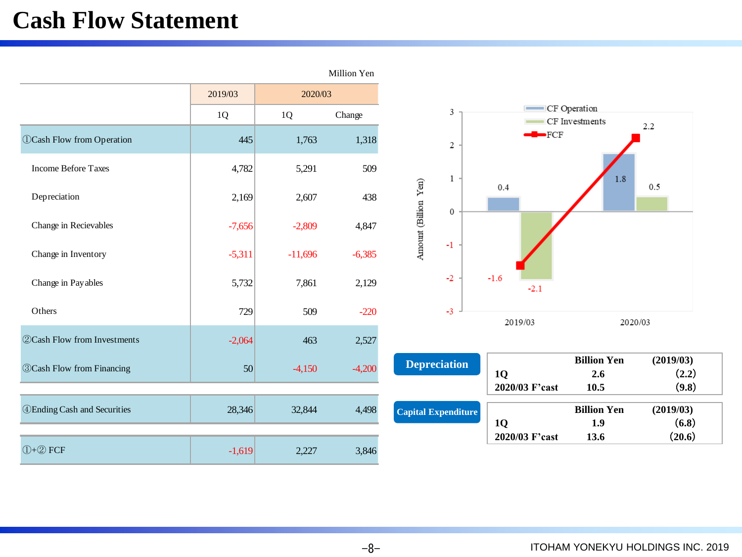# Cash Flow Statement

Million Yen

| | 2019/03 | 2020/03 | |
|---|---|---|---|
| | 1Q | 1Q | Change |
| ①Cash Flow from Operation | 445 | 1,763 | 1,318 |
| Income Before Taxes | 4,782 | 5,291 | 509 |
| Depreciation | 2,169 | 2,607 | 438 |
| Change in Recievables | -7,656 | -2,809 | 4,847 |
| Change in Inventory | -5,311 | -11,696 | -6,385 |
| Change in Payables | 5,732 | 7,861 | 2,129 |
| Others | 729 | 509 | -220 |
| ②Cash Flow from Investments | -2,064 | 463 | 2,527 |
| ③Cash Flow from Financing | 50 | -4,150 | -4,200 |
| ④Ending Cash and Securities | 28,346 | 32,844 | 4,498 |
| ①+② FCF | -1,619 | 2,227 | 3,846 |

| | 2019/03 | 2020/03 |
|---|---|---|
| CF Operation | 0.4 | 1.8 |
| CF Investments | -2.1 | 0.5 |
| FCF | -1.6 | 2.2 |

Amount (Billion Yen)

**Depreciation**

| | Billion Yen | (2019/03) |
|---|---|---|
| 1Q | 2.6 | (2.2) |
| 2020/03 F'cast | 10.5 | (9.8) |

**Capital Expenditure**

| | Billion Yen | (2019/03) |
|---|---|---|
| 1Q | 1.9 | (6.8) |
| 2020/03 F'cast | 13.6 | (20.6) |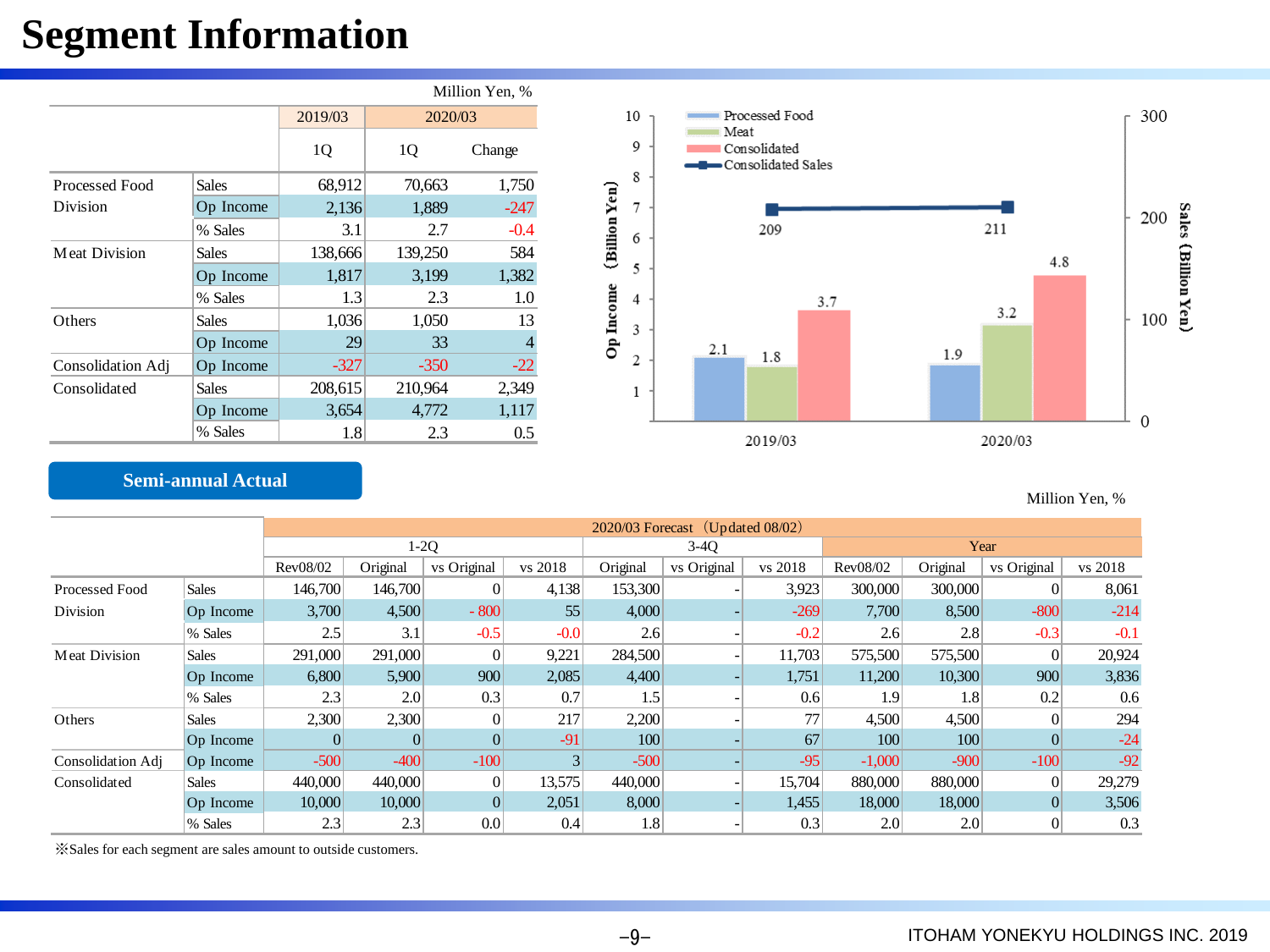# Segment Information

Million Yen, %

| | | 2019/03 | 2020/03 | |
|---|---|---|---|---|
| | | 1Q | 1Q | Change |
| Processed Food Division | Sales | 68,912 | 70,663 | 1,750 |
| | Op Income | 2,136 | 1,889 | -247 |
| | % Sales | 3.1 | 2.7 | -0.4 |
| Meat Division | Sales | 138,666 | 139,250 | 584 |
| | Op Income | 1,817 | 3,199 | 1,382 |
| | % Sales | 1.3 | 2.3 | 1.0 |
| Others | Sales | 1,036 | 1,050 | 13 |
| | Op Income | 29 | 33 | 4 |
| Consolidation Adj | Op Income | -327 | -350 | -22 |
| Consolidated | Sales | 208,615 | 210,964 | 2,349 |
| | Op Income | 3,654 | 4,772 | 1,117 |
| | % Sales | 1.8 | 2.3 | 0.5 |

Op Income (Billion Yen) / Sales (Billion Yen)

| | Processed Food | Meat | Consolidated | Consolidated Sales |
|---|---|---|---|---|
| 2019/03 | 2.1 | 1.8 | 3.7 | 209 |
| 2020/03 | 1.9 | 3.2 | 4.8 | 211 |

## Semi-annual Actual

Million Yen, %

| | | 2020/03 Forecast (Updated 08/02) | | | | | | | | | | |
|---|---|---|---|---|---|---|---|---|---|---|---|---|
| | | 1-2Q | | | | 3-4Q | | | Year | | | |
| | | Rev08/02 | Original | vs Original | vs 2018 | Original | vs Original | vs 2018 | Rev08/02 | Original | vs Original | vs 2018 |
| Processed Food Division | Sales | 146,700 | 146,700 | 0 | 4,138 | 153,300 | - | 3,923 | 300,000 | 300,000 | 0 | 8,061 |
| | Op Income | 3,700 | 4,500 | - 800 | 55 | 4,000 | - | -269 | 7,700 | 8,500 | -800 | -214 |
| | % Sales | 2.5 | 3.1 | -0.5 | -0.0 | 2.6 | - | -0.2 | 2.6 | 2.8 | -0.3 | -0.1 |
| Meat Division | Sales | 291,000 | 291,000 | 0 | 9,221 | 284,500 | - | 11,703 | 575,500 | 575,500 | 0 | 20,924 |
| | Op Income | 6,800 | 5,900 | 900 | 2,085 | 4,400 | - | 1,751 | 11,200 | 10,300 | 900 | 3,836 |
| | % Sales | 2.3 | 2.0 | 0.3 | 0.7 | 1.5 | - | 0.6 | 1.9 | 1.8 | 0.2 | 0.6 |
| Others | Sales | 2,300 | 2,300 | 0 | 217 | 2,200 | - | 77 | 4,500 | 4,500 | 0 | 294 |
| | Op Income | 0 | 0 | 0 | -91 | 100 | - | 67 | 100 | 100 | 0 | -24 |
| Consolidation Adj | Op Income | -500 | -400 | -100 | 3 | -500 | - | -95 | -1,000 | -900 | -100 | -92 |
| Consolidated | Sales | 440,000 | 440,000 | 0 | 13,575 | 440,000 | - | 15,704 | 880,000 | 880,000 | 0 | 29,279 |
| | Op Income | 10,000 | 10,000 | 0 | 2,051 | 8,000 | - | 1,455 | 18,000 | 18,000 | 0 | 3,506 |
| | % Sales | 2.3 | 2.3 | 0.0 | 0.4 | 1.8 | - | 0.3 | 2.0 | 2.0 | 0 | 0.3 |

※Sales for each segment are sales amount to outside customers.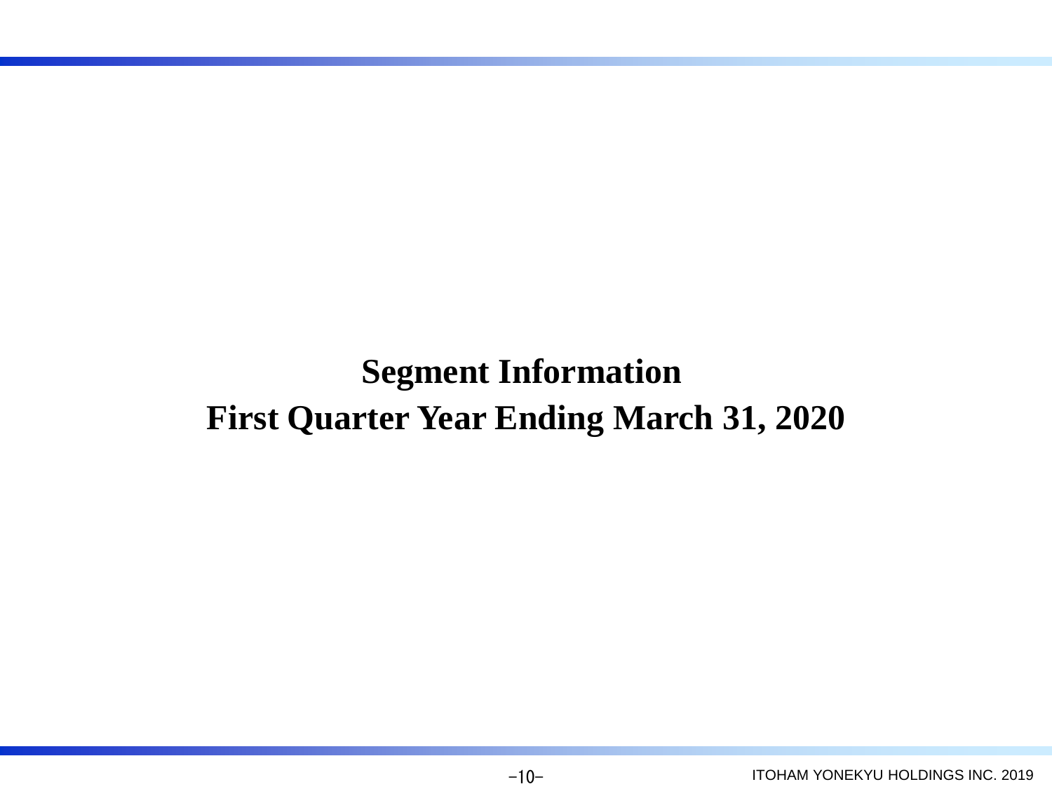# Segment Information
# First Quarter Year Ending March 31, 2020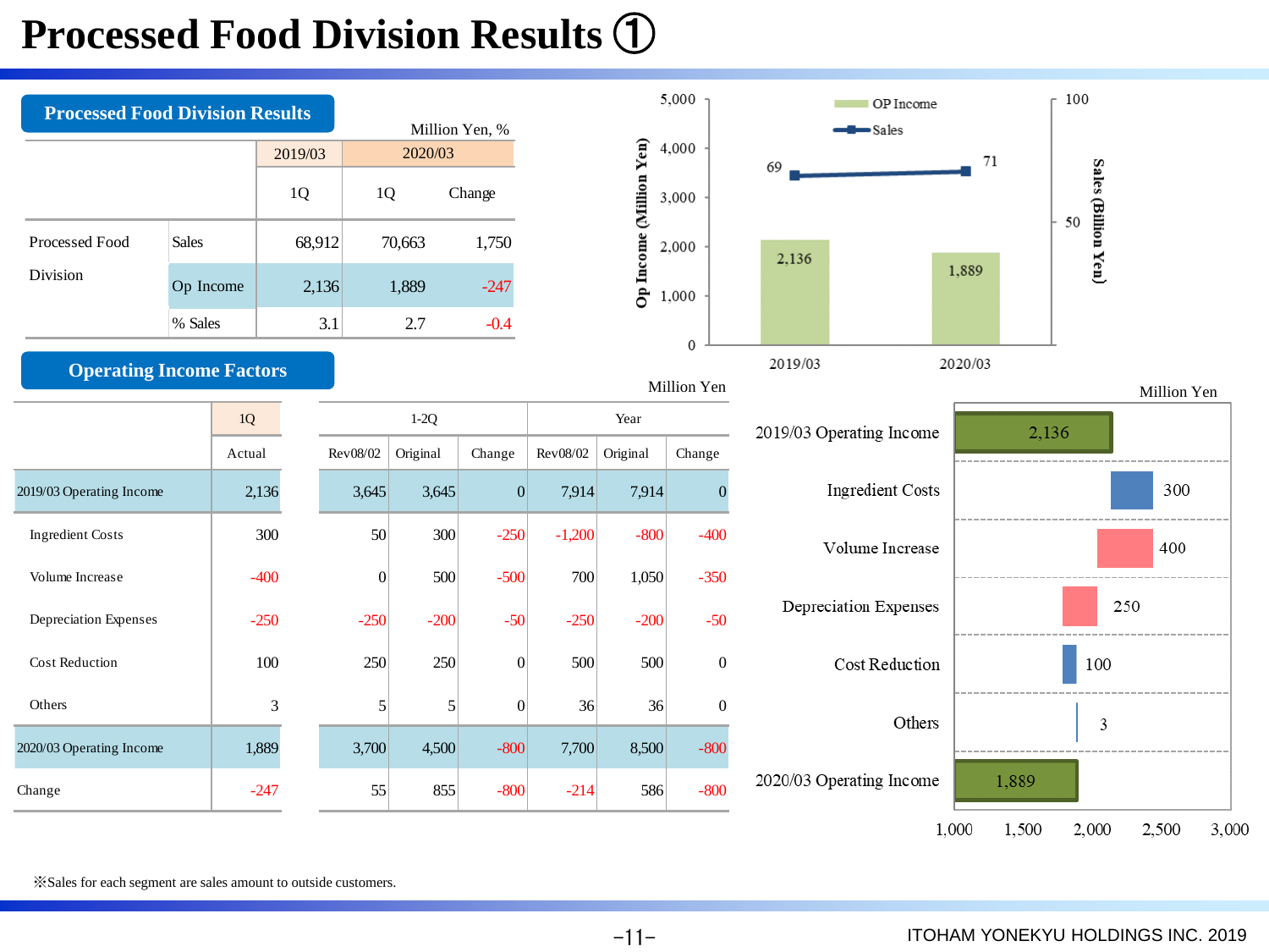# Processed Food Division Results ①

## Processed Food Division Results

Million Yen, %

| | | 2019/03 | 2020/03 | |
|---|---|---|---|---|
| | | 1Q | 1Q | Change |
| Processed Food Division | Sales | 68,912 | 70,663 | 1,750 |
| | Op Income | 2,136 | 1,889 | -247 |
| | % Sales | 3.1 | 2.7 | -0.4 |

## Operating Income Factors

Million Yen

| | 1Q | 1-2Q | | | Year | | |
|---|---|---|---|---|---|---|---|
| | Actual | Rev08/02 | Original | Change | Rev08/02 | Original | Change |
| 2019/03 Operating Income | 2,136 | 3,645 | 3,645 | 0 | 7,914 | 7,914 | 0 |
| Ingredient Costs | 300 | 50 | 300 | -250 | -1,200 | -800 | -400 |
| Volume Increase | -400 | 0 | 500 | -500 | 700 | 1,050 | -350 |
| Depreciation Expenses | -250 | -250 | -200 | -50 | -250 | -200 | -50 |
| Cost Reduction | 100 | 250 | 250 | 0 | 500 | 500 | 0 |
| Others | 3 | 5 | 5 | 0 | 36 | 36 | 0 |
| 2020/03 Operating Income | 1,889 | 3,700 | 4,500 | -800 | 7,700 | 8,500 | -800 |
| Change | -247 | 55 | 855 | -800 | -214 | 586 | -800 |

※Sales for each segment are sales amount to outside customers.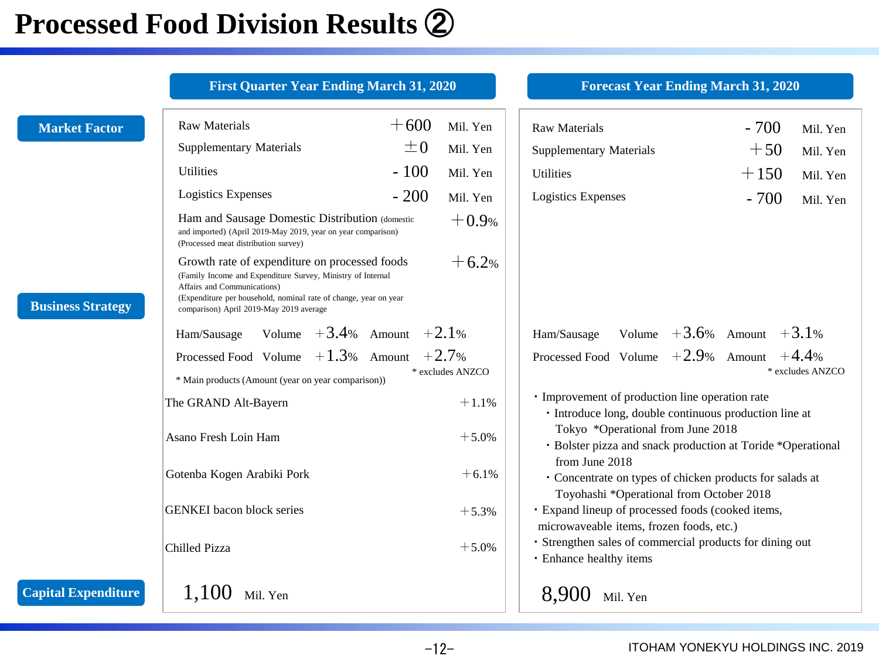# Processed Food Division Results ②

## Market Factor

| | First Quarter Year Ending March 31, 2020 | Forecast Year Ending March 31, 2020 |
|---|---|---|
| Raw Materials | ＋600 Mil. Yen | - 700 Mil. Yen |
| Supplementary Materials | ±0 Mil. Yen | ＋50 Mil. Yen |
| Utilities | - 100 Mil. Yen | ＋150 Mil. Yen |
| Logistics Expenses | - 200 Mil. Yen | - 700 Mil. Yen |

**First Quarter Year Ending March 31, 2020**

Ham and Sausage Domestic Distribution (domestic and imported) (April 2019-May 2019, year on year comparison) (Processed meat distribution survey) ＋0.9%

Growth rate of expenditure on processed foods (Family Income and Expenditure Survey, Ministry of Internal Affairs and Communications) (Expenditure per household, nominal rate of change, year on year comparison) April 2019-May 2019 average ＋6.2%

## Business Strategy

**First Quarter Year Ending March 31, 2020**

| | Volume | Amount |
|---|---|---|
| Ham/Sausage | ＋3.4% | ＋2.1% |
| Processed Food | ＋1.3% | ＋2.7% |

* excludes ANZCO

* Main products (Amount (year on year comparison))

| Product | Amount |
|---|---|
| The GRAND Alt-Bayern | ＋1.1% |
| Asano Fresh Loin Ham | ＋5.0% |
| Gotenba Kogen Arabiki Pork | ＋6.1% |
| GENKEI bacon block series | ＋5.3% |
| Chilled Pizza | ＋5.0% |

**Forecast Year Ending March 31, 2020**

| | Volume | Amount |
|---|---|---|
| Ham/Sausage | ＋3.6% | ＋3.1% |
| Processed Food | ＋2.9% | ＋4.4% |

* excludes ANZCO

- Improvement of production line operation rate
  - Introduce long, double continuous production line at Tokyo *Operational from June 2018
  - Bolster pizza and snack production at Toride *Operational from June 2018
  - Concentrate on types of chicken products for salads at Toyohashi *Operational from October 2018
- Expand lineup of processed foods (cooked items, microwaveable items, frozen foods, etc.)
- Strengthen sales of commercial products for dining out
- Enhance healthy items

## Capital Expenditure

| First Quarter Year Ending March 31, 2020 | Forecast Year Ending March 31, 2020 |
|---|---|
| 1,100 Mil. Yen | 8,900 Mil. Yen |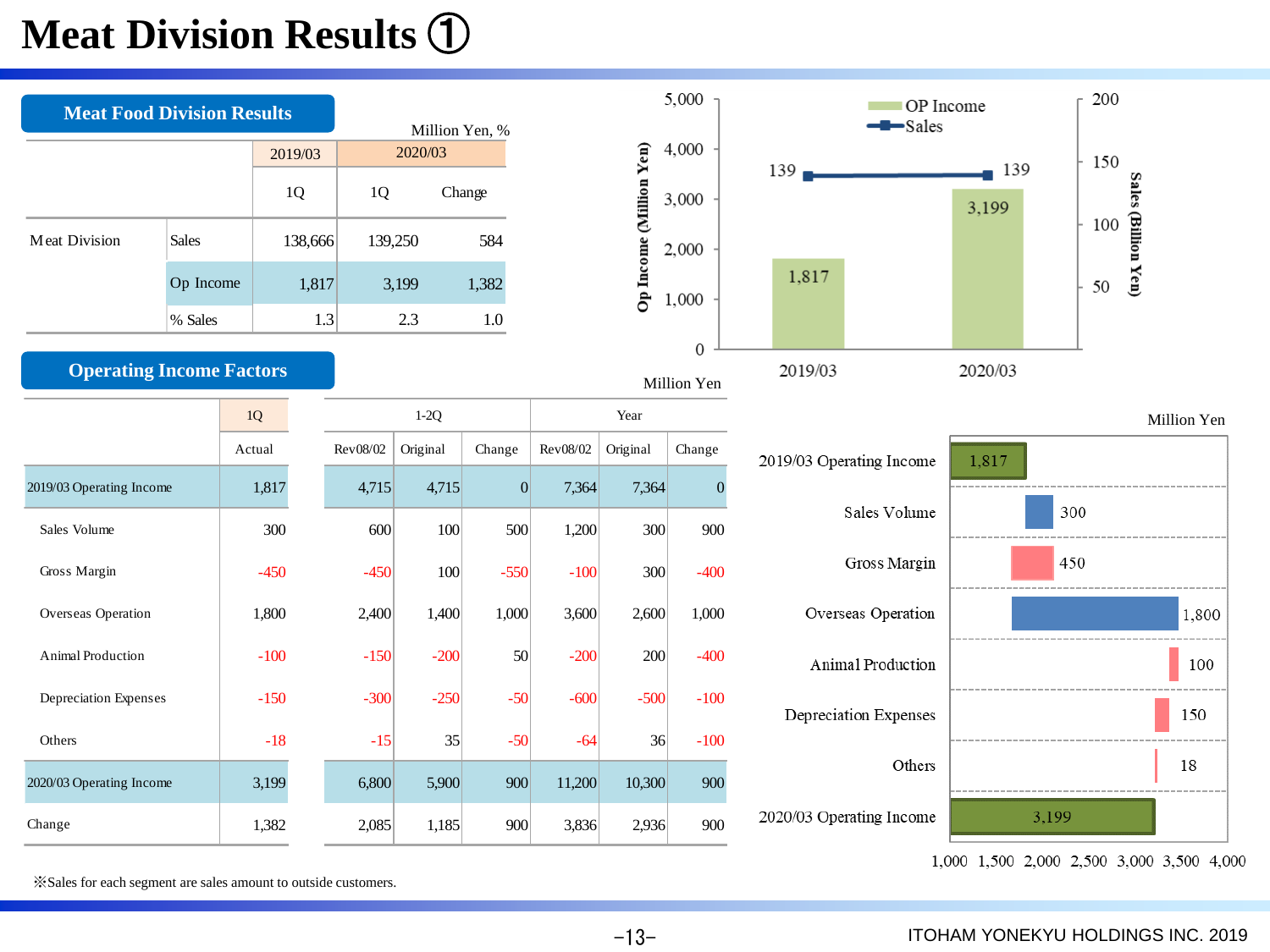# Meat Division Results ①

## Meat Food Division Results

Million Yen, %

| | | 2019/03 | 2020/03 | |
|---|---|---|---|---|
| | | 1Q | 1Q | Change |
| Meat Division | Sales | 138,666 | 139,250 | 584 |
| | Op Income | 1,817 | 3,199 | 1,382 |
| | % Sales | 1.3 | 2.3 | 1.0 |

## Operating Income Factors

Million Yen

| | 1Q | 1-2Q | | | Year | | |
|---|---|---|---|---|---|---|---|
| | Actual | Rev08/02 | Original | Change | Rev08/02 | Original | Change |
| 2019/03 Operating Income | 1,817 | 4,715 | 4,715 | 0 | 7,364 | 7,364 | 0 |
| Sales Volume | 300 | 600 | 100 | 500 | 1,200 | 300 | 900 |
| Gross Margin | -450 | -450 | 100 | -550 | -100 | 300 | -400 |
| Overseas Operation | 1,800 | 2,400 | 1,400 | 1,000 | 3,600 | 2,600 | 1,000 |
| Animal Production | -100 | -150 | -200 | 50 | -200 | 200 | -400 |
| Depreciation Expenses | -150 | -300 | -250 | -50 | -600 | -500 | -100 |
| Others | -18 | -15 | 35 | -50 | -64 | 36 | -100 |
| 2020/03 Operating Income | 3,199 | 6,800 | 5,900 | 900 | 11,200 | 10,300 | 900 |
| Change | 1,382 | 2,085 | 1,185 | 900 | 3,836 | 2,936 | 900 |

※Sales for each segment are sales amount to outside customers.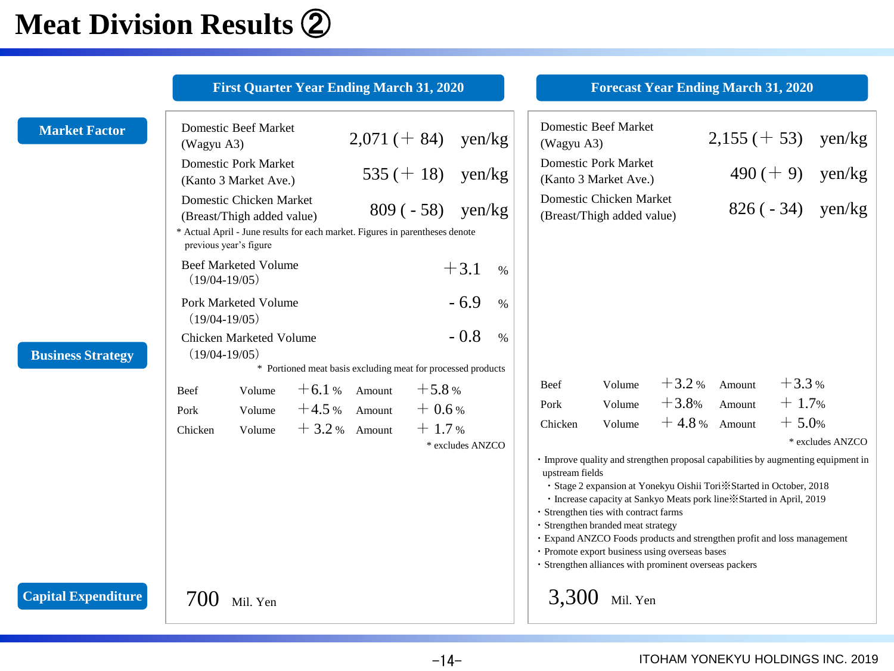# Meat Division Results ②

| | First Quarter Year Ending March 31, 2020 | Forecast Year Ending March 31, 2020 |
|---|---|---|
| **Market Factor** | Domestic Beef Market (Wagyu A3): 2,071 (＋ 84) yen/kg<br>Domestic Pork Market (Kanto 3 Market Ave.): 535 (＋ 18) yen/kg<br>Domestic Chicken Market (Breast/Thigh added value): 809 ( - 58) yen/kg<br>* Actual April - June results for each market. Figures in parentheses denote previous year's figure<br><br>Beef Marketed Volume (19/04-19/05): ＋3.1 %<br>Pork Marketed Volume (19/04-19/05): - 6.9 %<br>Chicken Marketed Volume (19/04-19/05): - 0.8 %<br>* Portioned meat basis excluding meat for processed products | Domestic Beef Market (Wagyu A3): 2,155 (＋ 53) yen/kg<br>Domestic Pork Market (Kanto 3 Market Ave.): 490 (＋ 9) yen/kg<br>Domestic Chicken Market (Breast/Thigh added value): 826 ( - 34) yen/kg |
| **Business Strategy** | Beef Volume ＋6.1 % Amount ＋5.8 %<br>Pork Volume ＋4.5 % Amount ＋ 0.6 %<br>Chicken Volume ＋ 3.2 % Amount ＋ 1.7 %<br>* excludes ANZCO | Beef Volume ＋3.2 % Amount ＋3.3 %<br>Pork Volume ＋3.8% Amount ＋ 1.7%<br>Chicken Volume ＋ 4.8 % Amount ＋ 5.0%<br>* excludes ANZCO<br><br>・Improve quality and strengthen proposal capabilities by augmenting equipment in upstream fields<br>　・Stage 2 expansion at Yonekyu Oishii Tori※Started in October, 2018<br>　・Increase capacity at Sankyo Meats pork line※Started in April, 2019<br>・Strengthen ties with contract farms<br>・Strengthen branded meat strategy<br>・Expand ANZCO Foods products and strengthen profit and loss management<br>・Promote export business using overseas bases<br>・Strengthen alliances with prominent overseas packers |
| **Capital Expenditure** | 700 Mil. Yen | 3,300 Mil. Yen |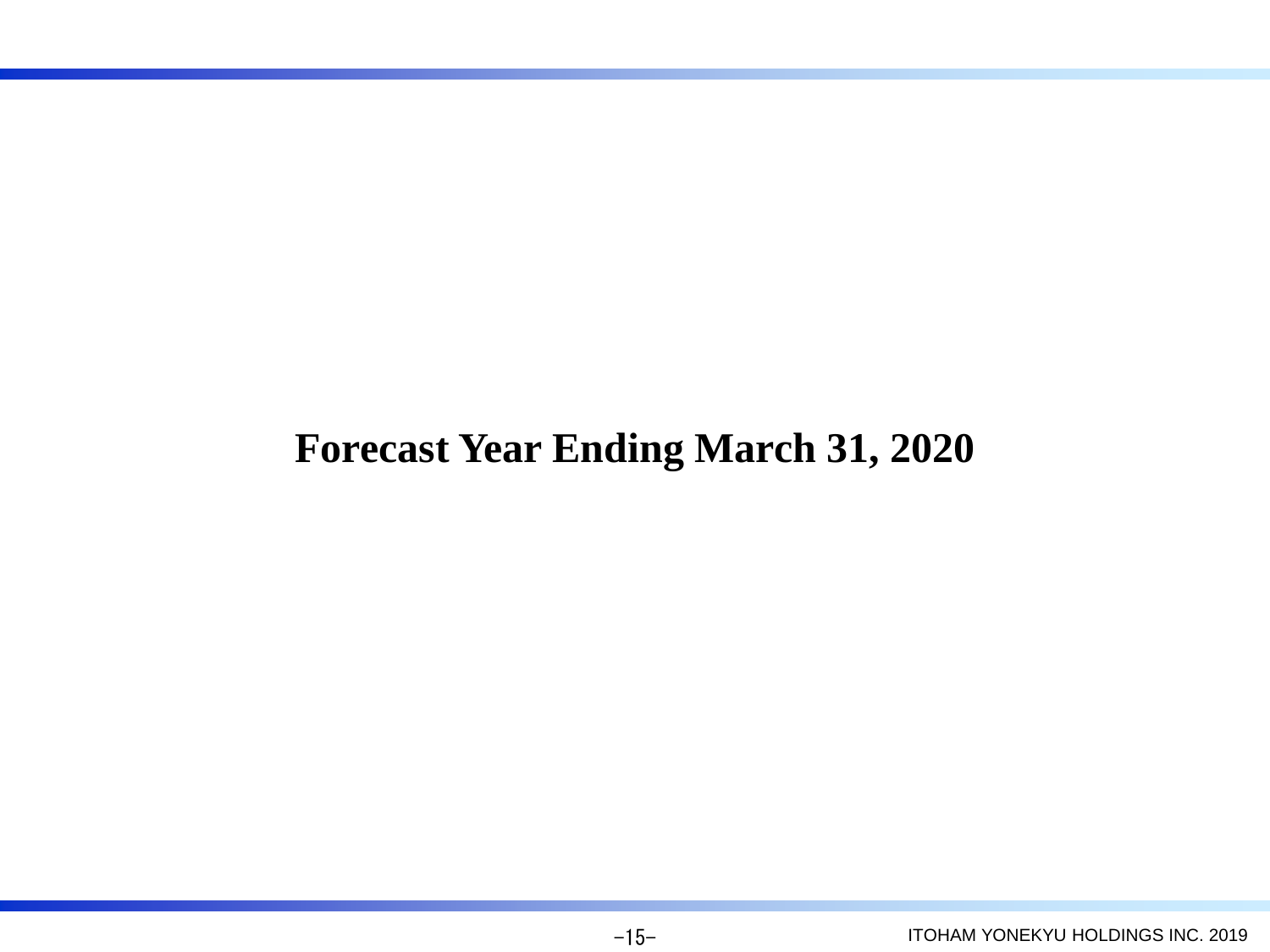# Forecast Year Ending March 31, 2020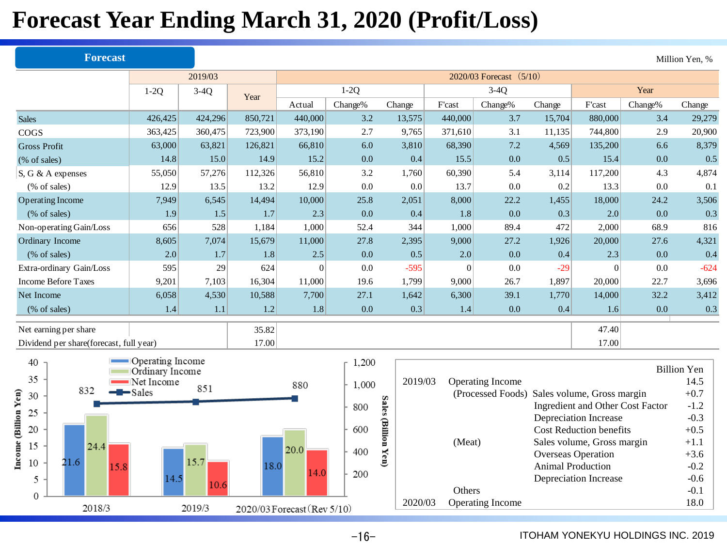# Forecast Year Ending March 31, 2020 (Profit/Loss)

**Forecast**

Million Yen, %

| | 2019/03 | | | 2020/03 Forecast (5/10) | | | | | | | | |
|---|---|---|---|---|---|---|---|---|---|---|---|---|
| | 1-2Q | 3-4Q | Year | 1-2Q | | | 3-4Q | | | Year | | |
| | | | | Actual | Change% | Change | F'cast | Change% | Change | F'cast | Change% | Change |
| Sales | 426,425 | 424,296 | 850,721 | 440,000 | 3.2 | 13,575 | 440,000 | 3.7 | 15,704 | 880,000 | 3.4 | 29,279 |
| COGS | 363,425 | 360,475 | 723,900 | 373,190 | 2.7 | 9,765 | 371,610 | 3.1 | 11,135 | 744,800 | 2.9 | 20,900 |
| Gross Profit | 63,000 | 63,821 | 126,821 | 66,810 | 6.0 | 3,810 | 68,390 | 7.2 | 4,569 | 135,200 | 6.6 | 8,379 |
| (% of sales) | 14.8 | 15.0 | 14.9 | 15.2 | 0.0 | 0.4 | 15.5 | 0.0 | 0.5 | 15.4 | 0.0 | 0.5 |
| S, G & A expenses | 55,050 | 57,276 | 112,326 | 56,810 | 3.2 | 1,760 | 60,390 | 5.4 | 3,114 | 117,200 | 4.3 | 4,874 |
| (% of sales) | 12.9 | 13.5 | 13.2 | 12.9 | 0.0 | 0.0 | 13.7 | 0.0 | 0.2 | 13.3 | 0.0 | 0.1 |
| Operating Income | 7,949 | 6,545 | 14,494 | 10,000 | 25.8 | 2,051 | 8,000 | 22.2 | 1,455 | 18,000 | 24.2 | 3,506 |
| (% of sales) | 1.9 | 1.5 | 1.7 | 2.3 | 0.0 | 0.4 | 1.8 | 0.0 | 0.3 | 2.0 | 0.0 | 0.3 |
| Non-operating Gain/Loss | 656 | 528 | 1,184 | 1,000 | 52.4 | 344 | 1,000 | 89.4 | 472 | 2,000 | 68.9 | 816 |
| Ordinary Income | 8,605 | 7,074 | 15,679 | 11,000 | 27.8 | 2,395 | 9,000 | 27.2 | 1,926 | 20,000 | 27.6 | 4,321 |
| (% of sales) | 2.0 | 1.7 | 1.8 | 2.5 | 0.0 | 0.5 | 2.0 | 0.0 | 0.4 | 2.3 | 0.0 | 0.4 |
| Extra-ordinary Gain/Loss | 595 | 29 | 624 | 0 | 0.0 | -595 | 0 | 0.0 | -29 | 0 | 0.0 | -624 |
| Income Before Taxes | 9,201 | 7,103 | 16,304 | 11,000 | 19.6 | 1,799 | 9,000 | 26.7 | 1,897 | 20,000 | 22.7 | 3,696 |
| Net Income | 6,058 | 4,530 | 10,588 | 7,700 | 27.1 | 1,642 | 6,300 | 39.1 | 1,770 | 14,000 | 32.2 | 3,412 |
| (% of sales) | 1.4 | 1.1 | 1.2 | 1.8 | 0.0 | 0.3 | 1.4 | 0.0 | 0.4 | 1.6 | 0.0 | 0.3 |
| Net earning per share | | | 35.82 | | | | | | | 47.40 | | |
| Dividend per share(forecast, full year) | | | 17.00 | | | | | | | 17.00 | | |

| | Operating Income (Billion Yen) | Ordinary Income (Billion Yen) | Net Income (Billion Yen) | Sales (Billion Yen) |
|---|---|---|---|---|
| 2018/3 | 21.6 | 24.4 | 15.8 | 832 |
| 2019/3 | 14.5 | 15.7 | 10.6 | 851 |
| 2020/03 Forecast (Rev 5/10) | 18.0 | 20.0 | 14.0 | 880 |

Billion Yen

| | | | |
|---|---|---|---|
| 2019/03 | Operating Income | | 14.5 |
| | (Processed Foods) | Sales volume, Gross margin | +0.7 |
| | | Ingredient and Other Cost Factor | -1.2 |
| | | Depreciation Increase | -0.3 |
| | | Cost Reduction benefits | +0.5 |
| | (Meat) | Sales volume, Gross margin | +1.1 |
| | | Overseas Operation | +3.6 |
| | | Animal Production | -0.2 |
| | | Depreciation Increase | -0.6 |
| | Others | | -0.1 |
| 2020/03 | Operating Income | | 18.0 |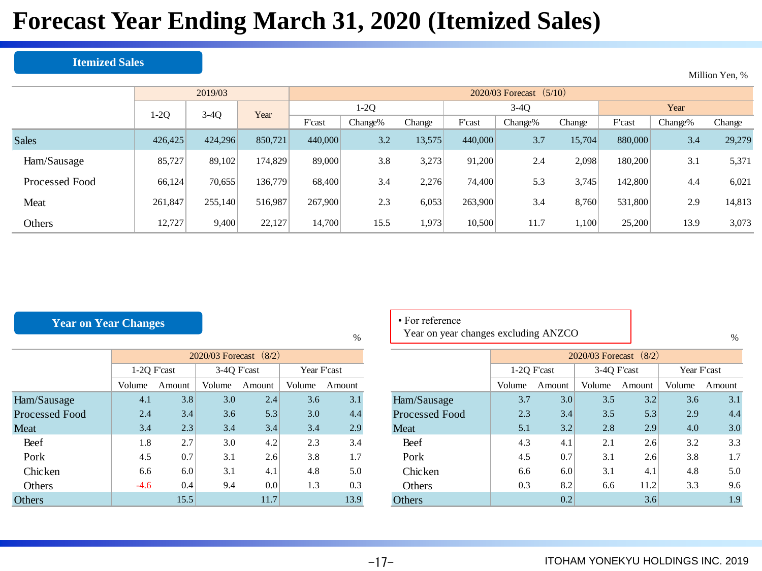# Forecast Year Ending March 31, 2020 (Itemized Sales)

## Itemized Sales

Million Yen, %

| | 2019/03 | | | 2020/03 Forecast（5/10） | | | | | | | | |
|---|---|---|---|---|---|---|---|---|---|---|---|---|
| | 1-2Q | 3-4Q | Year | 1-2Q | | | 3-4Q | | | Year | | |
| | | | | F'cast | Change% | Change | F'cast | Change% | Change | F'cast | Change% | Change |
| Sales | 426,425 | 424,296 | 850,721 | 440,000 | 3.2 | 13,575 | 440,000 | 3.7 | 15,704 | 880,000 | 3.4 | 29,279 |
| Ham/Sausage | 85,727 | 89,102 | 174,829 | 89,000 | 3.8 | 3,273 | 91,200 | 2.4 | 2,098 | 180,200 | 3.1 | 5,371 |
| Processed Food | 66,124 | 70,655 | 136,779 | 68,400 | 3.4 | 2,276 | 74,400 | 5.3 | 3,745 | 142,800 | 4.4 | 6,021 |
| Meat | 261,847 | 255,140 | 516,987 | 267,900 | 2.3 | 6,053 | 263,900 | 3.4 | 8,760 | 531,800 | 2.9 | 14,813 |
| Others | 12,727 | 9,400 | 22,127 | 14,700 | 15.5 | 1,973 | 10,500 | 11.7 | 1,100 | 25,200 | 13.9 | 3,073 |

## Year on Year Changes

%

| | 2020/03 Forecast（8/2） | | | | | |
|---|---|---|---|---|---|---|
| | 1-2Q F'cast | | 3-4Q F'cast | | Year F'cast | |
| | Volume | Amount | Volume | Amount | Volume | Amount |
| Ham/Sausage | 4.1 | 3.8 | 3.0 | 2.4 | 3.6 | 3.1 |
| Processed Food | 2.4 | 3.4 | 3.6 | 5.3 | 3.0 | 4.4 |
| Meat | 3.4 | 2.3 | 3.4 | 3.4 | 3.4 | 2.9 |
| Beef | 1.8 | 2.7 | 3.0 | 4.2 | 2.3 | 3.4 |
| Pork | 4.5 | 0.7 | 3.1 | 2.6 | 3.8 | 1.7 |
| Chicken | 6.6 | 6.0 | 3.1 | 4.1 | 4.8 | 5.0 |
| Others | -4.6 | 0.4 | 9.4 | 0.0 | 1.3 | 0.3 |
| Others | | 15.5 | | 11.7 | | 13.9 |

- For reference
  Year on year changes excluding ANZCO

%

| | 2020/03 Forecast（8/2） | | | | | |
|---|---|---|---|---|---|---|
| | 1-2Q F'cast | | 3-4Q F'cast | | Year F'cast | |
| | Volume | Amount | Volume | Amount | Volume | Amount |
| Ham/Sausage | 3.7 | 3.0 | 3.5 | 3.2 | 3.6 | 3.1 |
| Processed Food | 2.3 | 3.4 | 3.5 | 5.3 | 2.9 | 4.4 |
| Meat | 5.1 | 3.2 | 2.8 | 2.9 | 4.0 | 3.0 |
| Beef | 4.3 | 4.1 | 2.1 | 2.6 | 3.2 | 3.3 |
| Pork | 4.5 | 0.7 | 3.1 | 2.6 | 3.8 | 1.7 |
| Chicken | 6.6 | 6.0 | 3.1 | 4.1 | 4.8 | 5.0 |
| Others | 0.3 | 8.2 | 6.6 | 11.2 | 3.3 | 9.6 |
| Others | | 0.2 | | 3.6 | | 1.9 |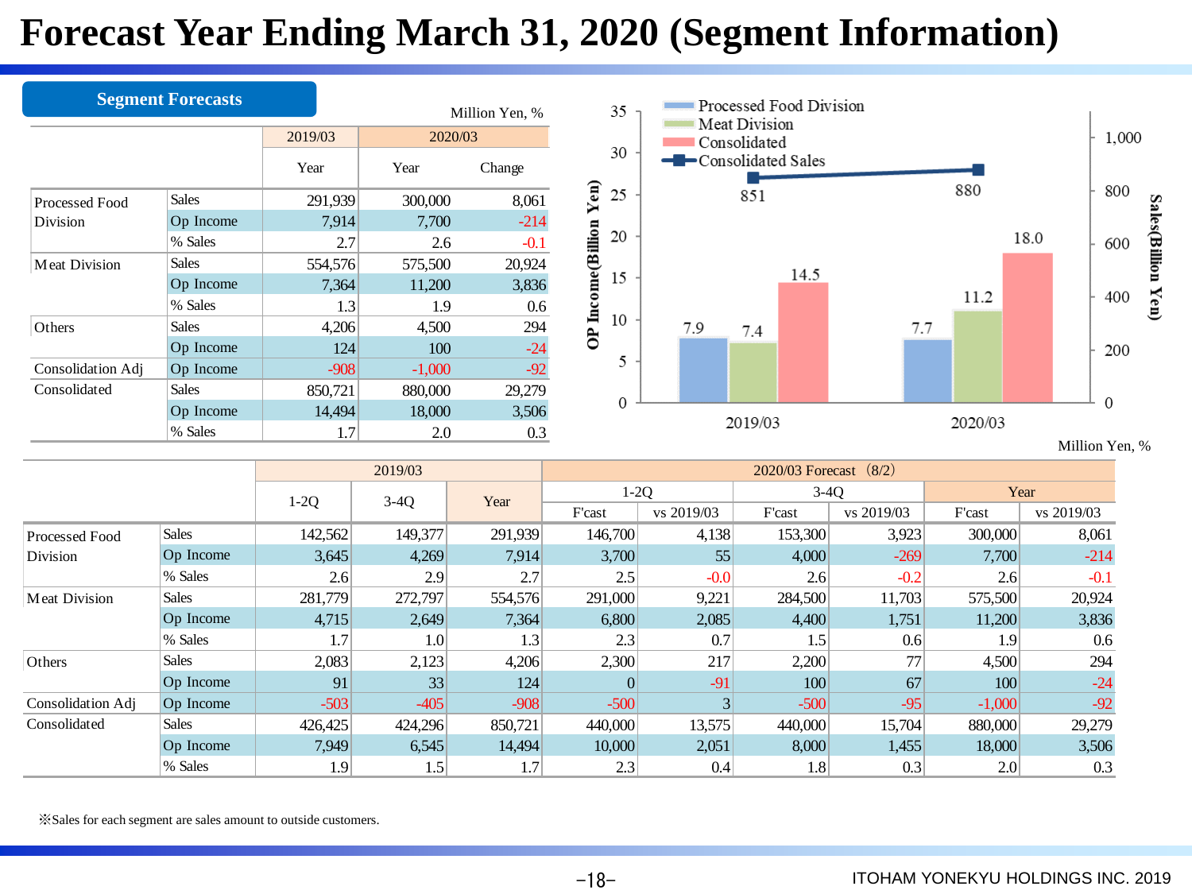# Forecast Year Ending March 31, 2020 (Segment Information)

## Segment Forecasts

Million Yen, %

| | | 2019/03 | 2020/03 | |
|---|---|---|---|---|
| | | Year | Year | Change |
| Processed Food Division | Sales | 291,939 | 300,000 | 8,061 |
| | Op Income | 7,914 | 7,700 | -214 |
| | % Sales | 2.7 | 2.6 | -0.1 |
| Meat Division | Sales | 554,576 | 575,500 | 20,924 |
| | Op Income | 7,364 | 11,200 | 3,836 |
| | % Sales | 1.3 | 1.9 | 0.6 |
| Others | Sales | 4,206 | 4,500 | 294 |
| | Op Income | 124 | 100 | -24 |
| Consolidation Adj | Op Income | -908 | -1,000 | -92 |
| Consolidated | Sales | 850,721 | 880,000 | 29,279 |
| | Op Income | 14,494 | 18,000 | 3,506 |
| | % Sales | 1.7 | 2.0 | 0.3 |

Chart: OP Income (Billion Yen) and Sales (Billion Yen)

| | Processed Food Division | Meat Division | Consolidated | Consolidated Sales |
|---|---|---|---|---|
| 2019/03 | 7.9 | 7.4 | 14.5 | 851 |
| 2020/03 | 7.7 | 11.2 | 18.0 | 880 |

Million Yen, %

| | | 2019/03 | | | 2020/03 Forecast（8/2） | | | | | |
|---|---|---|---|---|---|---|---|---|---|---|
| | | 1-2Q | 3-4Q | Year | 1-2Q | | 3-4Q | | Year | |
| | | | | | F'cast | vs 2019/03 | F'cast | vs 2019/03 | F'cast | vs 2019/03 |
| Processed Food Division | Sales | 142,562 | 149,377 | 291,939 | 146,700 | 4,138 | 153,300 | 3,923 | 300,000 | 8,061 |
| | Op Income | 3,645 | 4,269 | 7,914 | 3,700 | 55 | 4,000 | -269 | 7,700 | -214 |
| | % Sales | 2.6 | 2.9 | 2.7 | 2.5 | -0.0 | 2.6 | -0.2 | 2.6 | -0.1 |
| Meat Division | Sales | 281,779 | 272,797 | 554,576 | 291,000 | 9,221 | 284,500 | 11,703 | 575,500 | 20,924 |
| | Op Income | 4,715 | 2,649 | 7,364 | 6,800 | 2,085 | 4,400 | 1,751 | 11,200 | 3,836 |
| | % Sales | 1.7 | 1.0 | 1.3 | 2.3 | 0.7 | 1.5 | 0.6 | 1.9 | 0.6 |
| Others | Sales | 2,083 | 2,123 | 4,206 | 2,300 | 217 | 2,200 | 77 | 4,500 | 294 |
| | Op Income | 91 | 33 | 124 | 0 | -91 | 100 | 67 | 100 | -24 |
| Consolidation Adj | Op Income | -503 | -405 | -908 | -500 | 3 | -500 | -95 | -1,000 | -92 |
| Consolidated | Sales | 426,425 | 424,296 | 850,721 | 440,000 | 13,575 | 440,000 | 15,704 | 880,000 | 29,279 |
| | Op Income | 7,949 | 6,545 | 14,494 | 10,000 | 2,051 | 8,000 | 1,455 | 18,000 | 3,506 |
| | % Sales | 1.9 | 1.5 | 1.7 | 2.3 | 0.4 | 1.8 | 0.3 | 2.0 | 0.3 |

※Sales for each segment are sales amount to outside customers.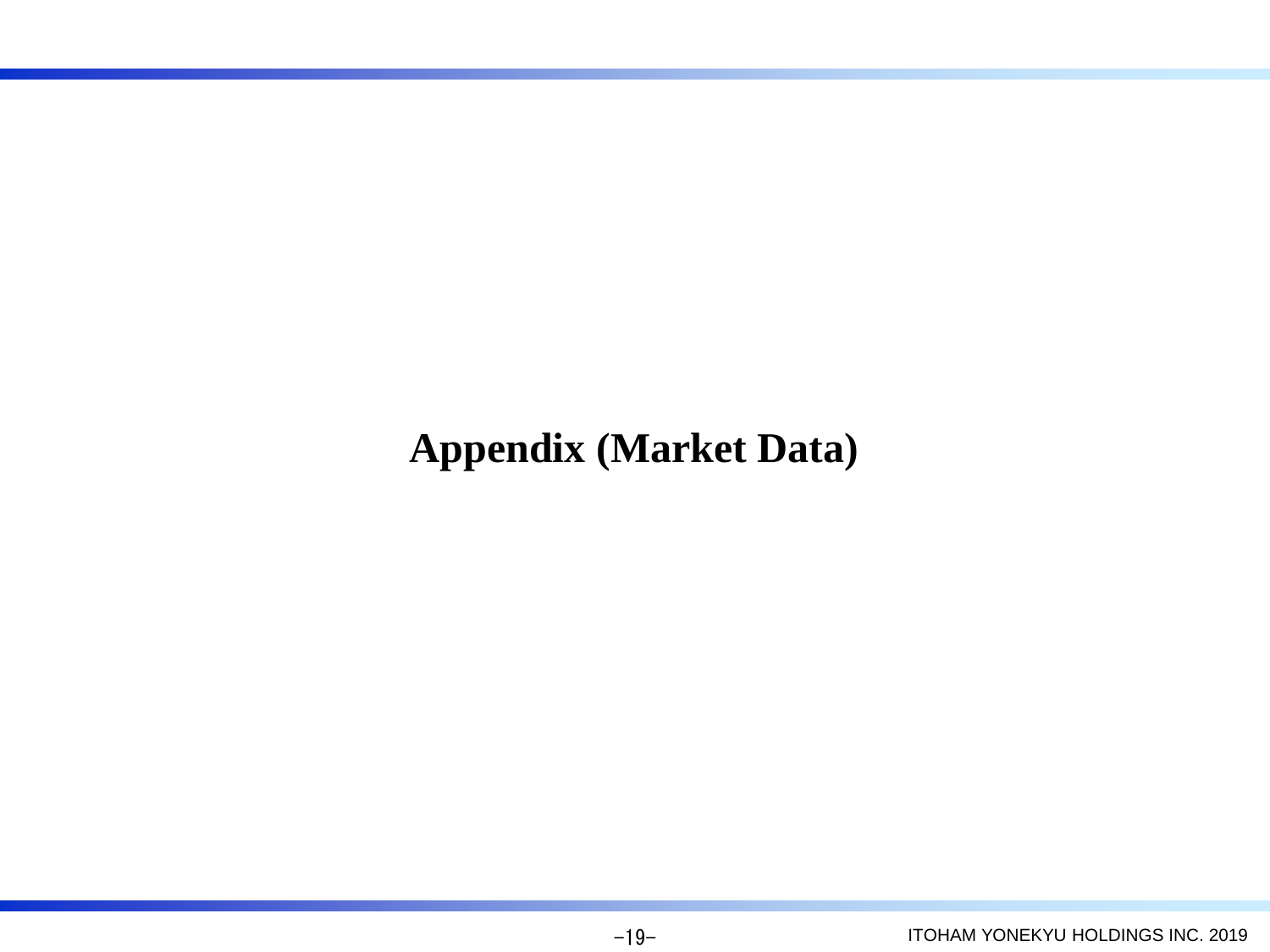# Appendix (Market Data)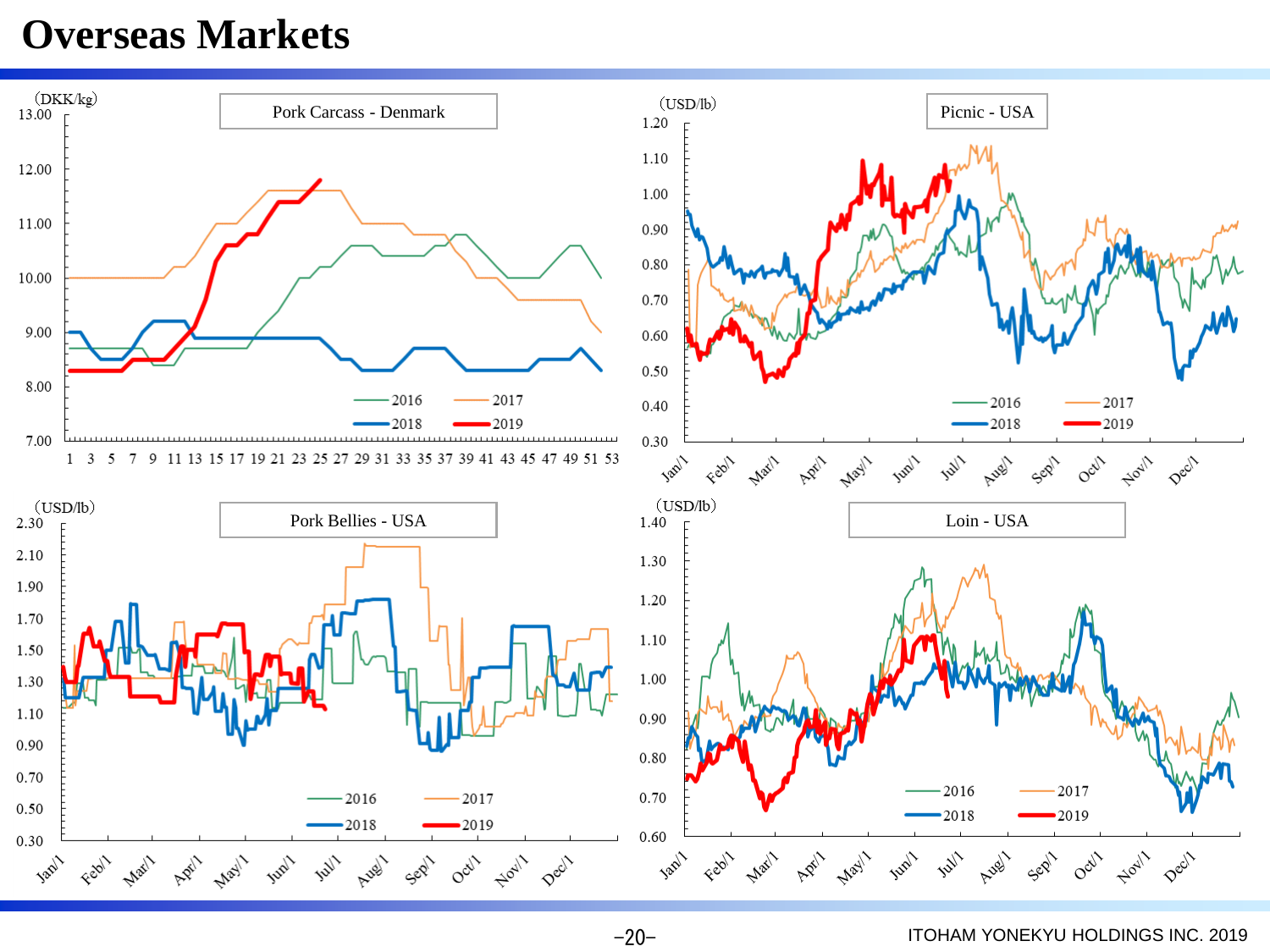# Overseas Markets

Pork Carcass - Denmark

(DKK/kg)

Picnic - USA

(USD/lb)

Pork Bellies - USA

(USD/lb)

Loin - USA

(USD/lb)

ITOHAM YONEKYU HOLDINGS INC. 2019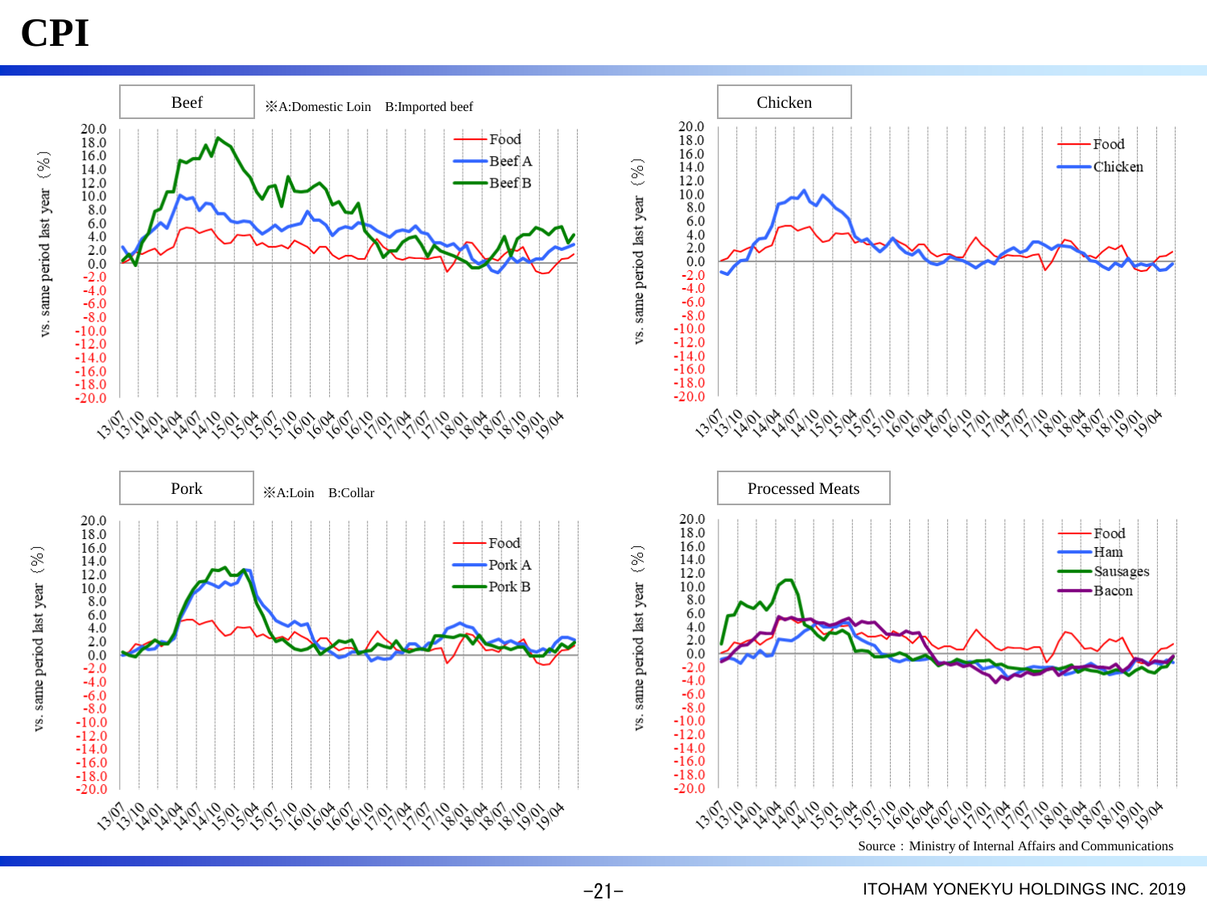# CPI

## Beef

※A:Domestic Loin　B:Imported beef

vs. same period last year （%）

Legend: Food, Beef A, Beef B

## Chicken

vs. same period last year （%）

Legend: Food, Chicken

## Pork

※A:Loin　B:Collar

vs. same period last year （%）

Legend: Food, Pork A, Pork B

## Processed Meats

vs. same period last year （%）

Legend: Food, Ham, Sausages, Bacon

Source：Ministry of Internal Affairs and Communications

ITOHAM YONEKYU HOLDINGS INC. 2019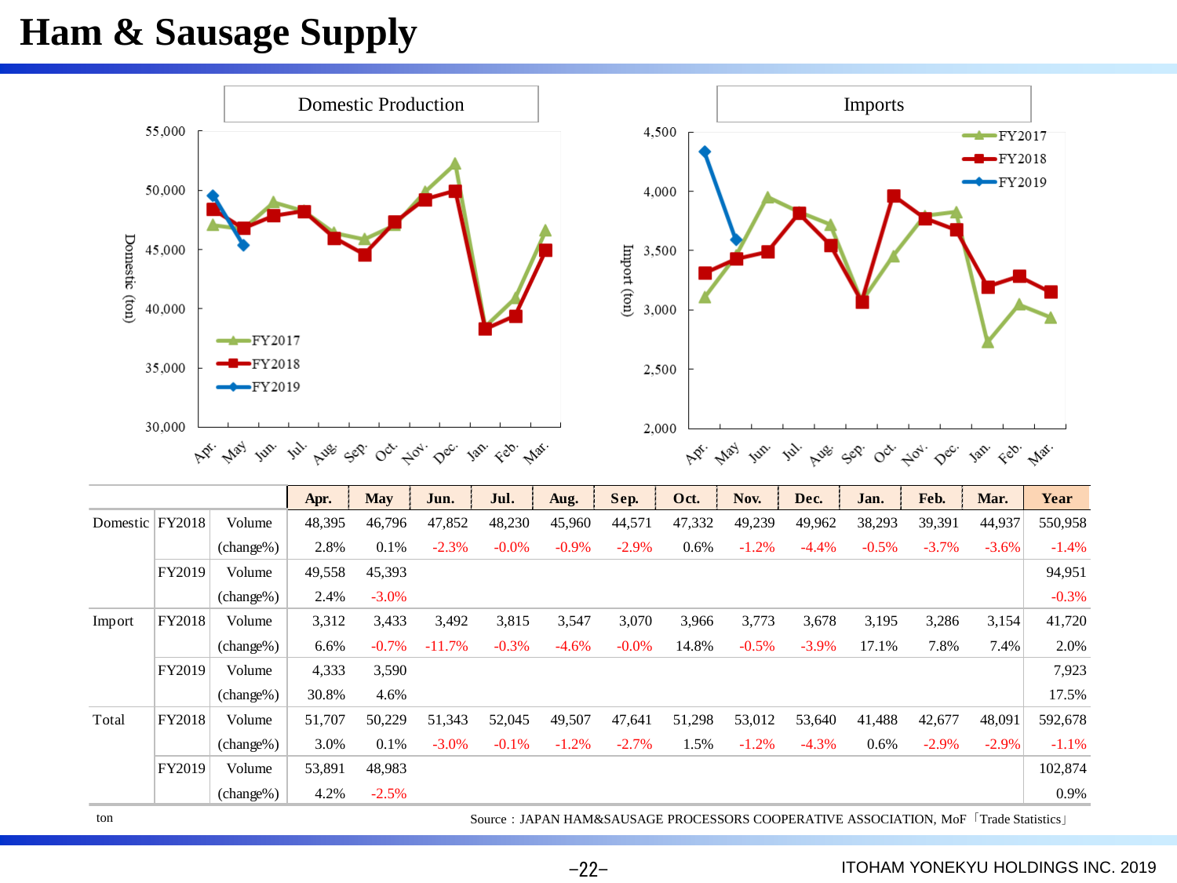# Ham & Sausage Supply

Domestic Production

Imports

|  |  |  | Apr. | May | Jun. | Jul. | Aug. | Sep. | Oct. | Nov. | Dec. | Jan. | Feb. | Mar. | Year |
|---|---|---|---|---|---|---|---|---|---|---|---|---|---|---|---|
| Domestic | FY2018 | Volume | 48,395 | 46,796 | 47,852 | 48,230 | 45,960 | 44,571 | 47,332 | 49,239 | 49,962 | 38,293 | 39,391 | 44,937 | 550,958 |
|  |  | (change%) | 2.8% | 0.1% | -2.3% | -0.0% | -0.9% | -2.9% | 0.6% | -1.2% | -4.4% | -0.5% | -3.7% | -3.6% | -1.4% |
|  | FY2019 | Volume | 49,558 | 45,393 |  |  |  |  |  |  |  |  |  |  | 94,951 |
|  |  | (change%) | 2.4% | -3.0% |  |  |  |  |  |  |  |  |  |  | -0.3% |
| Import | FY2018 | Volume | 3,312 | 3,433 | 3,492 | 3,815 | 3,547 | 3,070 | 3,966 | 3,773 | 3,678 | 3,195 | 3,286 | 3,154 | 41,720 |
|  |  | (change%) | 6.6% | -0.7% | -11.7% | -0.3% | -4.6% | -0.0% | 14.8% | -0.5% | -3.9% | 17.1% | 7.8% | 7.4% | 2.0% |
|  | FY2019 | Volume | 4,333 | 3,590 |  |  |  |  |  |  |  |  |  |  | 7,923 |
|  |  | (change%) | 30.8% | 4.6% |  |  |  |  |  |  |  |  |  |  | 17.5% |
| Total | FY2018 | Volume | 51,707 | 50,229 | 51,343 | 52,045 | 49,507 | 47,641 | 51,298 | 53,012 | 53,640 | 41,488 | 42,677 | 48,091 | 592,678 |
|  |  | (change%) | 3.0% | 0.1% | -3.0% | -0.1% | -1.2% | -2.7% | 1.5% | -1.2% | -4.3% | 0.6% | -2.9% | -2.9% | -1.1% |
|  | FY2019 | Volume | 53,891 | 48,983 |  |  |  |  |  |  |  |  |  |  | 102,874 |
|  |  | (change%) | 4.2% | -2.5% |  |  |  |  |  |  |  |  |  |  | 0.9% |

ton

Source：JAPAN HAM&SAUSAGE PROCESSORS COOPERATIVE ASSOCIATION, MoF「Trade Statistics」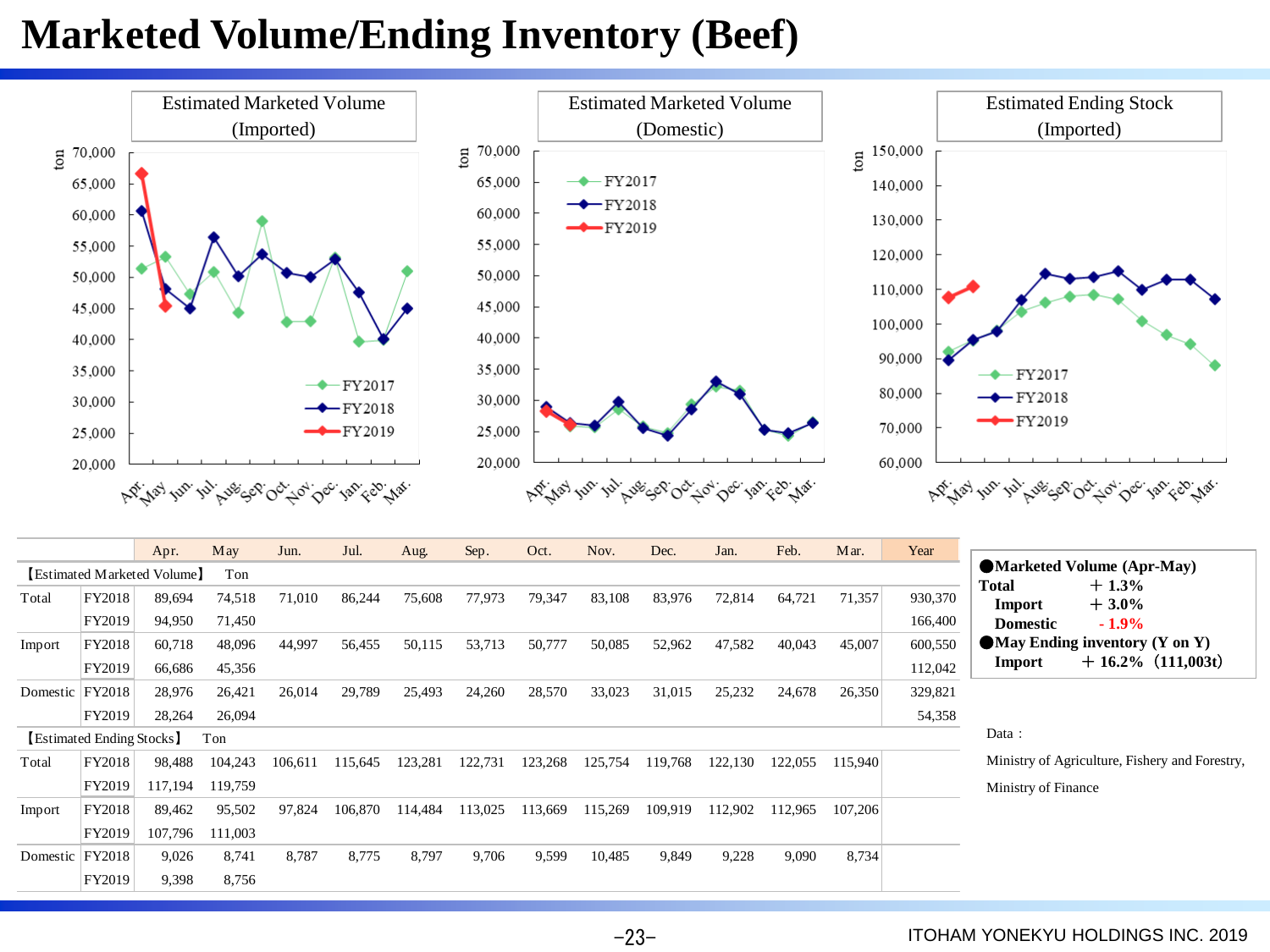# Marketed Volume/Ending Inventory (Beef)

Estimated Marketed Volume (Imported)

Estimated Marketed Volume (Domestic)

Estimated Ending Stock (Imported)

| | | Apr. | May | Jun. | Jul. | Aug. | Sep. | Oct. | Nov. | Dec. | Jan. | Feb. | Mar. | Year |
|---|---|---|---|---|---|---|---|---|---|---|---|---|---|---|
| 【Estimated Marketed Volume】 Ton | | | | | | | | | | | | | | |
| Total | FY2018 | 89,694 | 74,518 | 71,010 | 86,244 | 75,608 | 77,973 | 79,347 | 83,108 | 83,976 | 72,814 | 64,721 | 71,357 | 930,370 |
| | FY2019 | 94,950 | 71,450 | | | | | | | | | | | 166,400 |
| Import | FY2018 | 60,718 | 48,096 | 44,997 | 56,455 | 50,115 | 53,713 | 50,777 | 50,085 | 52,962 | 47,582 | 40,043 | 45,007 | 600,550 |
| | FY2019 | 66,686 | 45,356 | | | | | | | | | | | 112,042 |
| Domestic | FY2018 | 28,976 | 26,421 | 26,014 | 29,789 | 25,493 | 24,260 | 28,570 | 33,023 | 31,015 | 25,232 | 24,678 | 26,350 | 329,821 |
| | FY2019 | 28,264 | 26,094 | | | | | | | | | | | 54,358 |
| 【Estimated Ending Stocks】 Ton | | | | | | | | | | | | | | |
| Total | FY2018 | 98,488 | 104,243 | 106,611 | 115,645 | 123,281 | 122,731 | 123,268 | 125,754 | 119,768 | 122,130 | 122,055 | 115,940 | |
| | FY2019 | 117,194 | 119,759 | | | | | | | | | | | |
| Import | FY2018 | 89,462 | 95,502 | 97,824 | 106,870 | 114,484 | 113,025 | 113,669 | 115,269 | 109,919 | 112,902 | 112,965 | 107,206 | |
| | FY2019 | 107,796 | 111,003 | | | | | | | | | | | |
| Domestic | FY2018 | 9,026 | 8,741 | 8,787 | 8,775 | 8,797 | 9,706 | 9,599 | 10,485 | 9,849 | 9,228 | 9,090 | 8,734 | |
| | FY2019 | 9,398 | 8,756 | | | | | | | | | | | |

**●Marketed Volume (Apr-May)**
**Total ＋1.3%**
**Import ＋3.0%**
**Domestic - 1.9%**
**●May Ending inventory (Y on Y)**
**Import ＋16.2% (111,003t)**

Data：
Ministry of Agriculture, Fishery and Forestry,
Ministry of Finance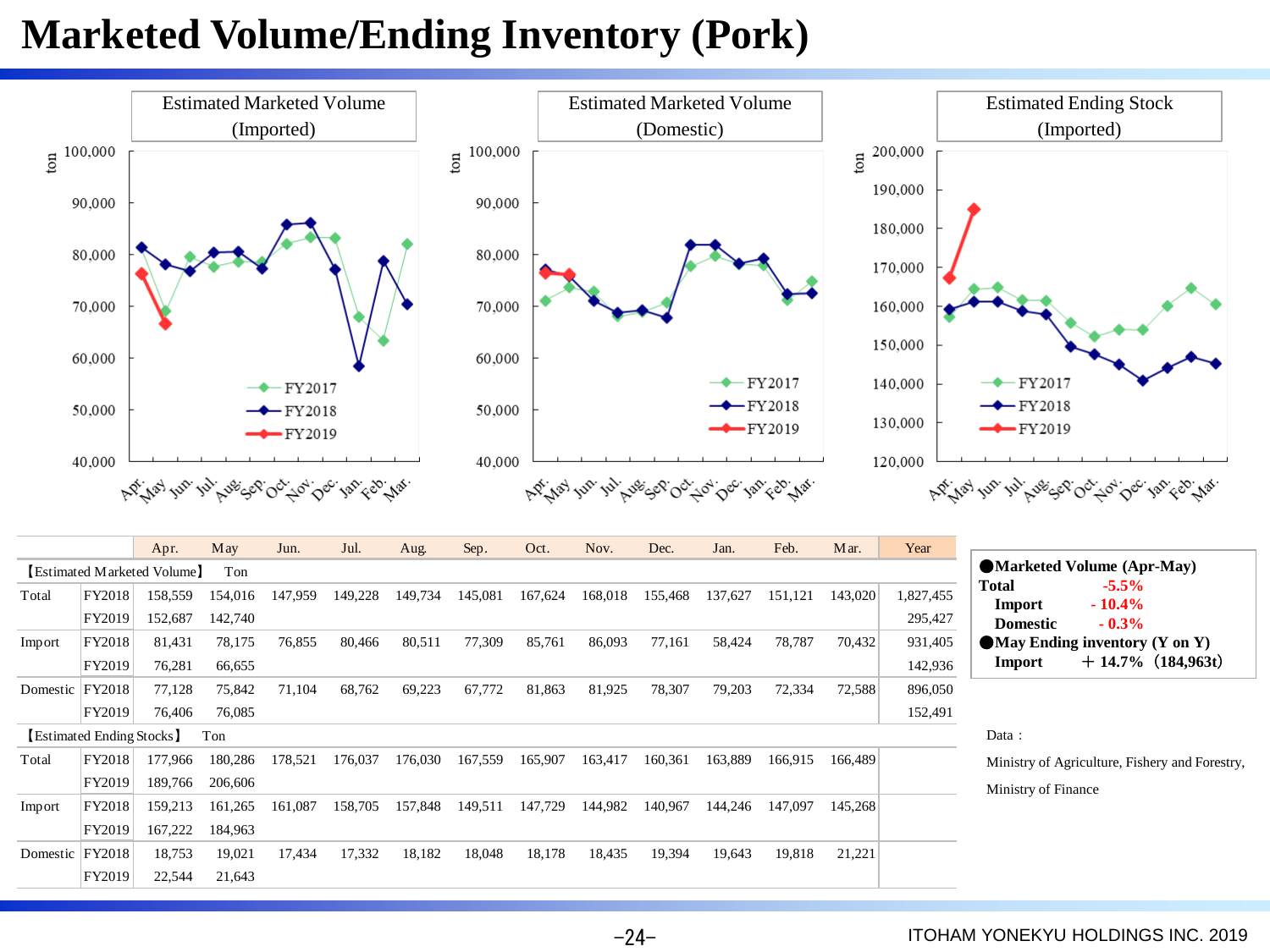# Marketed Volume/Ending Inventory (Pork)

Estimated Marketed Volume (Imported)

Estimated Marketed Volume (Domestic)

Estimated Ending Stock (Imported)

| | | Apr. | May | Jun. | Jul. | Aug. | Sep. | Oct. | Nov. | Dec. | Jan. | Feb. | Mar. | Year |
|---|---|---|---|---|---|---|---|---|---|---|---|---|---|---|
| 【Estimated Marketed Volume】 Ton | | | | | | | | | | | | | | |
| Total | FY2018 | 158,559 | 154,016 | 147,959 | 149,228 | 149,734 | 145,081 | 167,624 | 168,018 | 155,468 | 137,627 | 151,121 | 143,020 | 1,827,455 |
| | FY2019 | 152,687 | 142,740 | | | | | | | | | | | 295,427 |
| Import | FY2018 | 81,431 | 78,175 | 76,855 | 80,466 | 80,511 | 77,309 | 85,761 | 86,093 | 77,161 | 58,424 | 78,787 | 70,432 | 931,405 |
| | FY2019 | 76,281 | 66,655 | | | | | | | | | | | 142,936 |
| Domestic | FY2018 | 77,128 | 75,842 | 71,104 | 68,762 | 69,223 | 67,772 | 81,863 | 81,925 | 78,307 | 79,203 | 72,334 | 72,588 | 896,050 |
| | FY2019 | 76,406 | 76,085 | | | | | | | | | | | 152,491 |
| 【Estimated Ending Stocks】 Ton | | | | | | | | | | | | | | |
| Total | FY2018 | 177,966 | 180,286 | 178,521 | 176,037 | 176,030 | 167,559 | 165,907 | 163,417 | 160,361 | 163,889 | 166,915 | 166,489 | |
| | FY2019 | 189,766 | 206,606 | | | | | | | | | | | |
| Import | FY2018 | 159,213 | 161,265 | 161,087 | 158,705 | 157,848 | 149,511 | 147,729 | 144,982 | 140,967 | 144,246 | 147,097 | 145,268 | |
| | FY2019 | 167,222 | 184,963 | | | | | | | | | | | |
| Domestic | FY2018 | 18,753 | 19,021 | 17,434 | 17,332 | 18,182 | 18,048 | 18,178 | 18,435 | 19,394 | 19,643 | 19,818 | 21,221 | |
| | FY2019 | 22,544 | 21,643 | | | | | | | | | | | |

**●Marketed Volume (Apr-May)**

| | |
|---|---|
| **Total** | **-5.5%** |
| **Import** | **- 10.4%** |
| **Domestic** | **- 0.3%** |

**●May Ending inventory (Y on Y)**

**Import ＋14.7%（184,963t）**

Data：

Ministry of Agriculture, Fishery and Forestry,

Ministry of Finance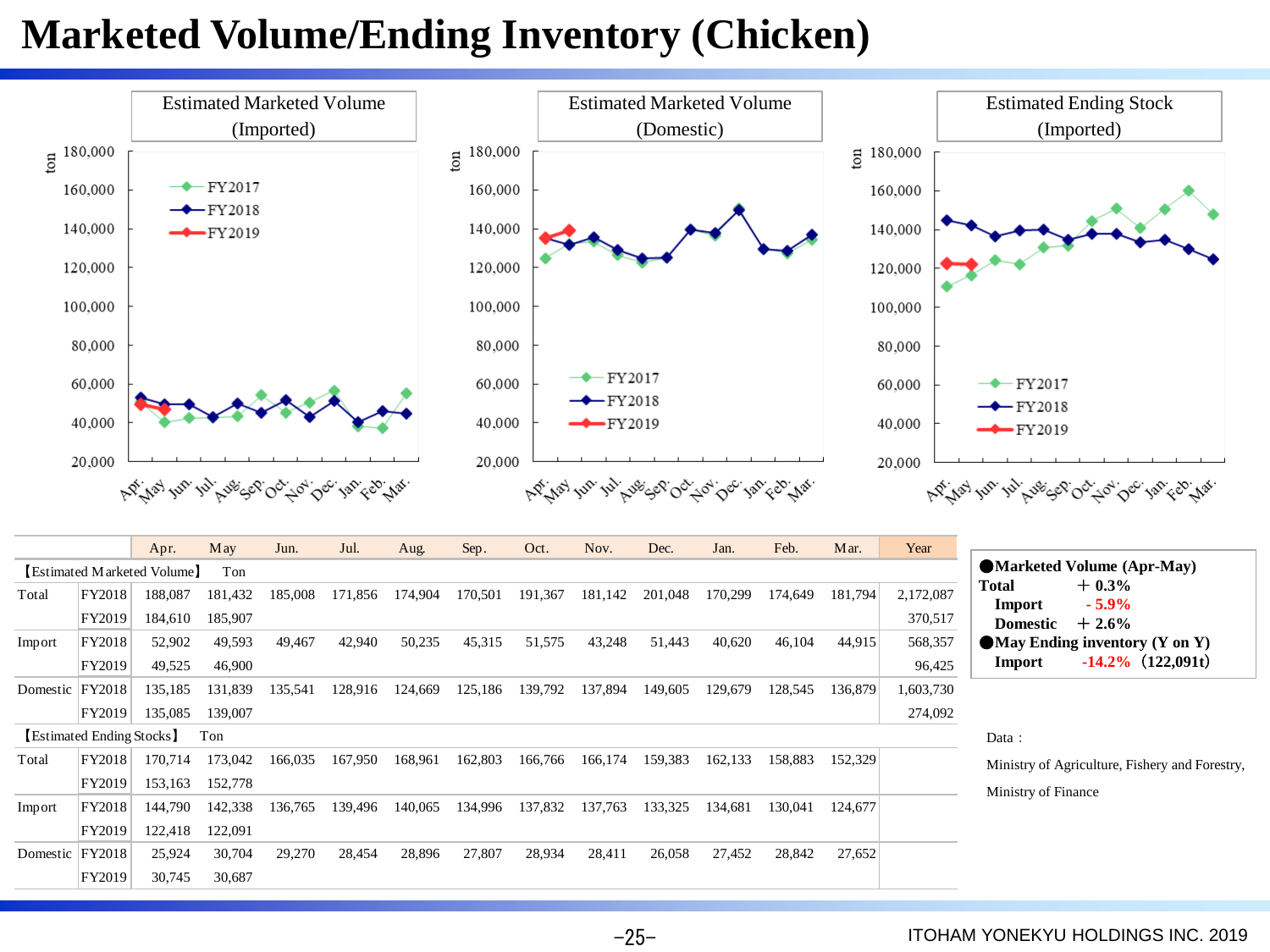# Marketed Volume/Ending Inventory (Chicken)

Estimated Marketed Volume (Imported)

Estimated Marketed Volume (Domestic)

Estimated Ending Stock (Imported)

| | | Apr. | May | Jun. | Jul. | Aug. | Sep. | Oct. | Nov. | Dec. | Jan. | Feb. | Mar. | Year |
|---|---|---|---|---|---|---|---|---|---|---|---|---|---|---|
| 【Estimated Marketed Volume】 Ton | | | | | | | | | | | | | | |
| Total | FY2018 | 188,087 | 181,432 | 185,008 | 171,856 | 174,904 | 170,501 | 191,367 | 181,142 | 201,048 | 170,299 | 174,649 | 181,794 | 2,172,087 |
| | FY2019 | 184,610 | 185,907 | | | | | | | | | | | 370,517 |
| Import | FY2018 | 52,902 | 49,593 | 49,467 | 42,940 | 50,235 | 45,315 | 51,575 | 43,248 | 51,443 | 40,620 | 46,104 | 44,915 | 568,357 |
| | FY2019 | 49,525 | 46,900 | | | | | | | | | | | 96,425 |
| Domestic | FY2018 | 135,185 | 131,839 | 135,541 | 128,916 | 124,669 | 125,186 | 139,792 | 137,894 | 149,605 | 129,679 | 128,545 | 136,879 | 1,603,730 |
| | FY2019 | 135,085 | 139,007 | | | | | | | | | | | 274,092 |
| 【Estimated Ending Stocks】 Ton | | | | | | | | | | | | | | |
| Total | FY2018 | 170,714 | 173,042 | 166,035 | 167,950 | 168,961 | 162,803 | 166,766 | 166,174 | 159,383 | 162,133 | 158,883 | 152,329 | |
| | FY2019 | 153,163 | 152,778 | | | | | | | | | | | |
| Import | FY2018 | 144,790 | 142,338 | 136,765 | 139,496 | 140,065 | 134,996 | 137,832 | 137,763 | 133,325 | 134,681 | 130,041 | 124,677 | |
| | FY2019 | 122,418 | 122,091 | | | | | | | | | | | |
| Domestic | FY2018 | 25,924 | 30,704 | 29,270 | 28,454 | 28,896 | 27,807 | 28,934 | 28,411 | 26,058 | 27,452 | 28,842 | 27,652 | |
| | FY2019 | 30,745 | 30,687 | | | | | | | | | | | |

●**Marketed Volume (Apr-May)**
- **Total** ＋0.3%
- **Import** - 5.9%
- **Domestic** ＋2.6%

●**May Ending inventory (Y on Y)**
- **Import** -14.2% (122,091t)

Data：
Ministry of Agriculture, Fishery and Forestry, Ministry of Finance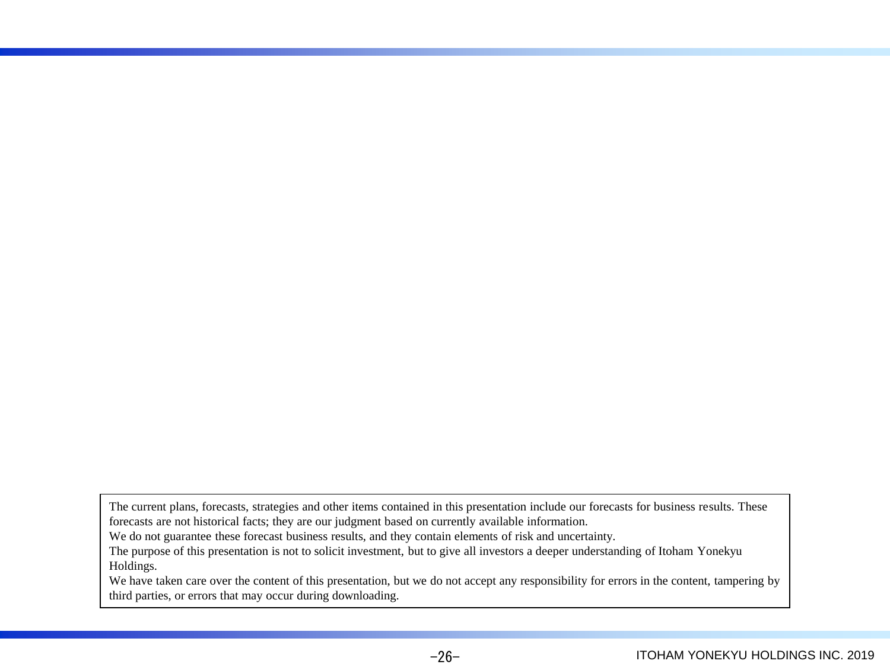The current plans, forecasts, strategies and other items contained in this presentation include our forecasts for business results. These forecasts are not historical facts; they are our judgment based on currently available information.
We do not guarantee these forecast business results, and they contain elements of risk and uncertainty.
The purpose of this presentation is not to solicit investment, but to give all investors a deeper understanding of Itoham Yonekyu Holdings.
We have taken care over the content of this presentation, but we do not accept any responsibility for errors in the content, tampering by third parties, or errors that may occur during downloading.